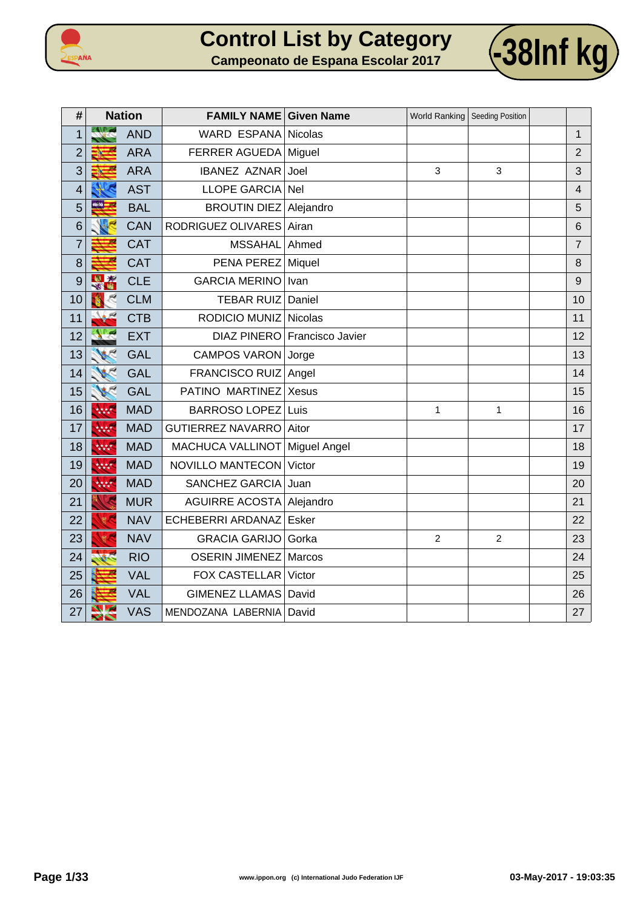# Control List by Category

## Campeonato de Espana Escolar 2017

**-38lnf kg**

| # | Nation | FAMILY NAME | Given Name | World Ranking | Seeding Position | | |
|---|---|---|---|---|---|---|---|
| 1 | AND | WARD ESPANA | Nicolas | | | | 1 |
| 2 | ARA | FERRER AGUEDA | Miguel | | | | 2 |
| 3 | ARA | IBANEZ AZNAR | Joel | 3 | 3 | | 3 |
| 4 | AST | LLOPE GARCIA | Nel | | | | 4 |
| 5 | BAL | BROUTIN DIEZ | Alejandro | | | | 5 |
| 6 | CAN | RODRIGUEZ OLIVARES | Airan | | | | 6 |
| 7 | CAT | MSSAHAL | Ahmed | | | | 7 |
| 8 | CAT | PENA PEREZ | Miquel | | | | 8 |
| 9 | CLE | GARCIA MERINO | Ivan | | | | 9 |
| 10 | CLM | TEBAR RUIZ | Daniel | | | | 10 |
| 11 | CTB | RODICIO MUNIZ | Nicolas | | | | 11 |
| 12 | EXT | DIAZ PINERO | Francisco Javier | | | | 12 |
| 13 | GAL | CAMPOS VARON | Jorge | | | | 13 |
| 14 | GAL | FRANCISCO RUIZ | Angel | | | | 14 |
| 15 | GAL | PATINO MARTINEZ | Xesus | | | | 15 |
| 16 | MAD | BARROSO LOPEZ | Luis | 1 | 1 | | 16 |
| 17 | MAD | GUTIERREZ NAVARRO | Aitor | | | | 17 |
| 18 | MAD | MACHUCA VALLINOT | Miguel Angel | | | | 18 |
| 19 | MAD | NOVILLO MANTECON | Victor | | | | 19 |
| 20 | MAD | SANCHEZ GARCIA | Juan | | | | 20 |
| 21 | MUR | AGUIRRE ACOSTA | Alejandro | | | | 21 |
| 22 | NAV | ECHEBERRI ARDANAZ | Esker | | | | 22 |
| 23 | NAV | GRACIA GARIJO | Gorka | 2 | 2 | | 23 |
| 24 | RIO | OSERIN JIMENEZ | Marcos | | | | 24 |
| 25 | VAL | FOX CASTELLAR | Victor | | | | 25 |
| 26 | VAL | GIMENEZ LLAMAS | David | | | | 26 |
| 27 | VAS | MENDOZANA LABERNIA | David | | | | 27 |

www.ippon.org (c) International Judo Federation IJF

03-May-2017 - 19:03:35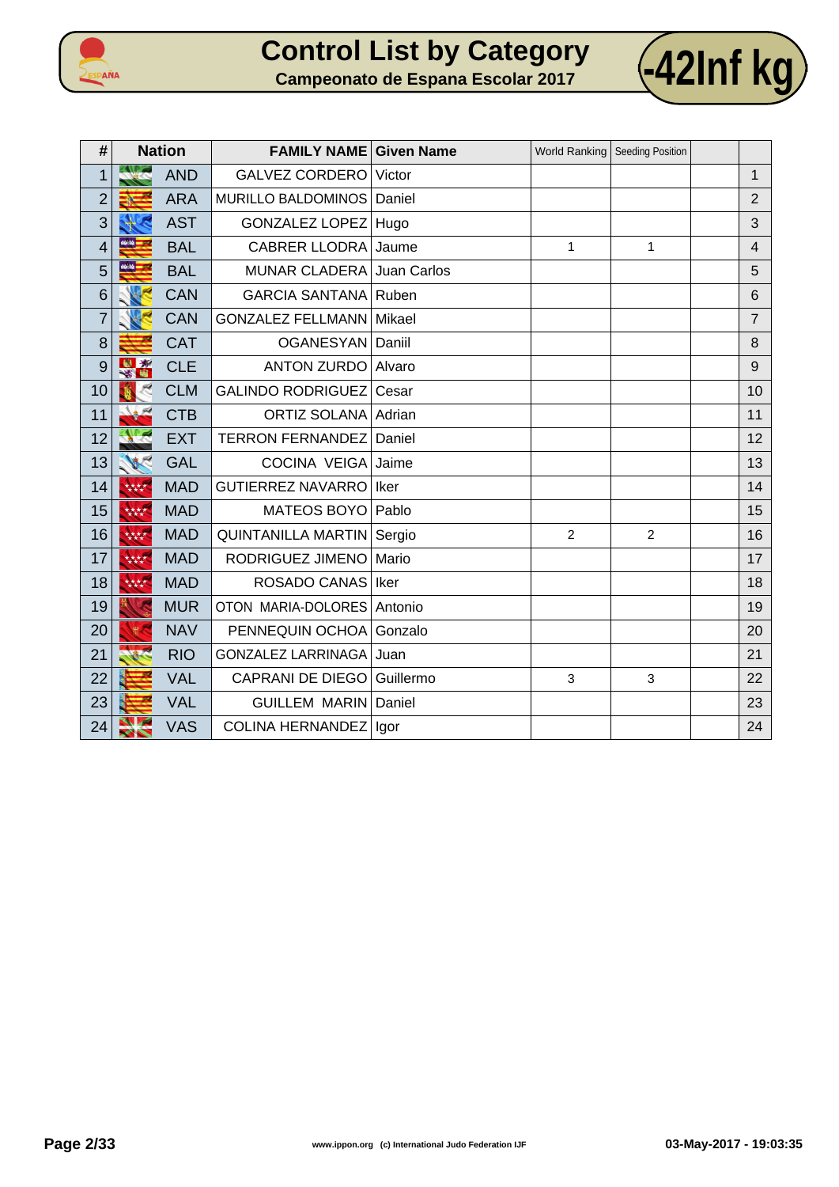# Control List by Category

## Campeonato de Espana Escolar 2017

**-42Inf kg**

| # | Nation | FAMILY NAME | Given Name | World Ranking | Seeding Position | | |
|---|---|---|---|---|---|---|---|
| 1 | AND | GALVEZ CORDERO | Victor | | | | 1 |
| 2 | ARA | MURILLO BALDOMINOS | Daniel | | | | 2 |
| 3 | AST | GONZALEZ LOPEZ | Hugo | | | | 3 |
| 4 | BAL | CABRER LLODRA | Jaume | 1 | 1 | | 4 |
| 5 | BAL | MUNAR CLADERA | Juan Carlos | | | | 5 |
| 6 | CAN | GARCIA SANTANA | Ruben | | | | 6 |
| 7 | CAN | GONZALEZ FELLMANN | Mikael | | | | 7 |
| 8 | CAT | OGANESYAN | Daniil | | | | 8 |
| 9 | CLE | ANTON ZURDO | Alvaro | | | | 9 |
| 10 | CLM | GALINDO RODRIGUEZ | Cesar | | | | 10 |
| 11 | CTB | ORTIZ SOLANA | Adrian | | | | 11 |
| 12 | EXT | TERRON FERNANDEZ | Daniel | | | | 12 |
| 13 | GAL | COCINA VEIGA | Jaime | | | | 13 |
| 14 | MAD | GUTIERREZ NAVARRO | Iker | | | | 14 |
| 15 | MAD | MATEOS BOYO | Pablo | | | | 15 |
| 16 | MAD | QUINTANILLA MARTIN | Sergio | 2 | 2 | | 16 |
| 17 | MAD | RODRIGUEZ JIMENO | Mario | | | | 17 |
| 18 | MAD | ROSADO CANAS | Iker | | | | 18 |
| 19 | MUR | OTON MARIA-DOLORES | Antonio | | | | 19 |
| 20 | NAV | PENNEQUIN OCHOA | Gonzalo | | | | 20 |
| 21 | RIO | GONZALEZ LARRINAGA | Juan | | | | 21 |
| 22 | VAL | CAPRANI DE DIEGO | Guillermo | 3 | 3 | | 22 |
| 23 | VAL | GUILLEM MARIN | Daniel | | | | 23 |
| 24 | VAS | COLINA HERNANDEZ | Igor | | | | 24 |

www.ippon.org (c) International Judo Federation IJF

03-May-2017 - 19:03:35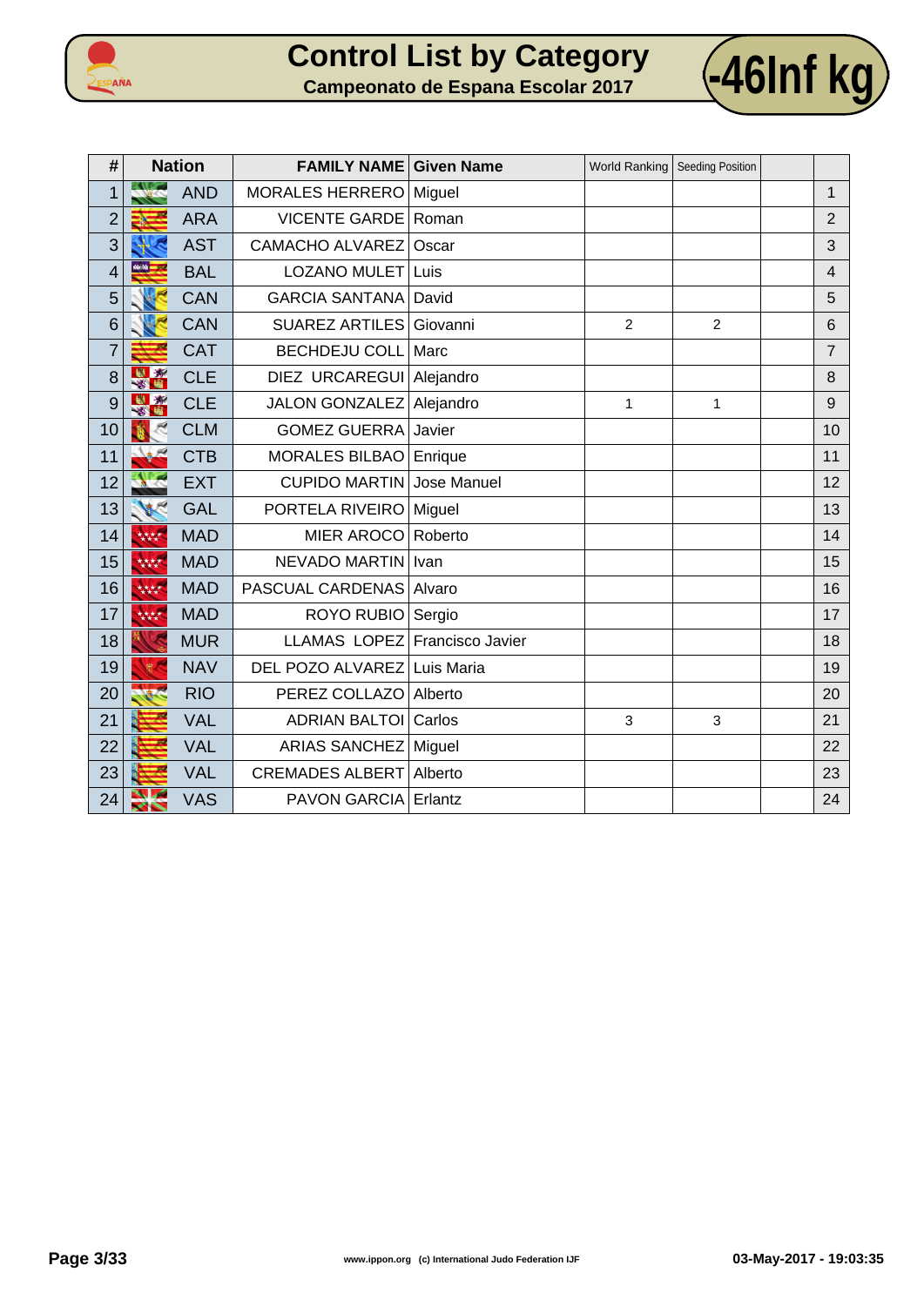# Control List by Category

## Campeonato de Espana Escolar 2017

**-46Inf kg**

| # | Nation | FAMILY NAME | Given Name | World Ranking | Seeding Position | | |
|---|---|---|---|---|---|---|---|
| 1 | AND | MORALES HERRERO | Miguel | | | | 1 |
| 2 | ARA | VICENTE GARDE | Roman | | | | 2 |
| 3 | AST | CAMACHO ALVAREZ | Oscar | | | | 3 |
| 4 | BAL | LOZANO MULET | Luis | | | | 4 |
| 5 | CAN | GARCIA SANTANA | David | | | | 5 |
| 6 | CAN | SUAREZ ARTILES | Giovanni | 2 | 2 | | 6 |
| 7 | CAT | BECHDEJU COLL | Marc | | | | 7 |
| 8 | CLE | DIEZ URCAREGUI | Alejandro | | | | 8 |
| 9 | CLE | JALON GONZALEZ | Alejandro | 1 | 1 | | 9 |
| 10 | CLM | GOMEZ GUERRA | Javier | | | | 10 |
| 11 | CTB | MORALES BILBAO | Enrique | | | | 11 |
| 12 | EXT | CUPIDO MARTIN | Jose Manuel | | | | 12 |
| 13 | GAL | PORTELA RIVEIRO | Miguel | | | | 13 |
| 14 | MAD | MIER AROCO | Roberto | | | | 14 |
| 15 | MAD | NEVADO MARTIN | Ivan | | | | 15 |
| 16 | MAD | PASCUAL CARDENAS | Alvaro | | | | 16 |
| 17 | MAD | ROYO RUBIO | Sergio | | | | 17 |
| 18 | MUR | LLAMAS LOPEZ | Francisco Javier | | | | 18 |
| 19 | NAV | DEL POZO ALVAREZ | Luis Maria | | | | 19 |
| 20 | RIO | PEREZ COLLAZO | Alberto | | | | 20 |
| 21 | VAL | ADRIAN BALTOI | Carlos | 3 | 3 | | 21 |
| 22 | VAL | ARIAS SANCHEZ | Miguel | | | | 22 |
| 23 | VAL | CREMADES ALBERT | Alberto | | | | 23 |
| 24 | VAS | PAVON GARCIA | Erlantz | | | | 24 |

www.ippon.org (c) International Judo Federation IJF

03-May-2017 - 19:03:35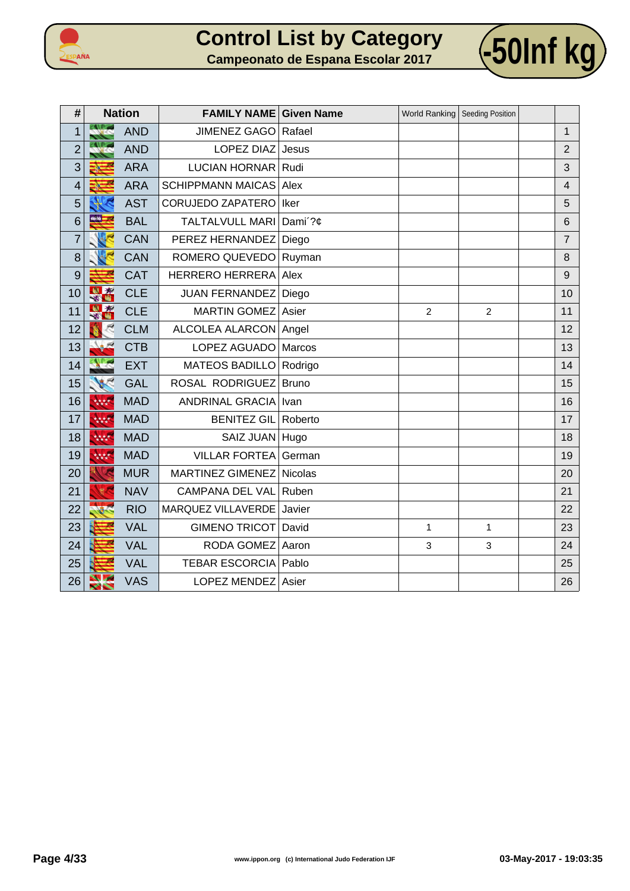# Control List by Category

## Campeonato de Espana Escolar 2017

**-50Inf kg**

| # | Nation | FAMILY NAME | Given Name | World Ranking | Seeding Position | | |
|---|---|---|---|---|---|---|---|
| 1 | AND | JIMENEZ GAGO | Rafael | | | | 1 |
| 2 | AND | LOPEZ DIAZ | Jesus | | | | 2 |
| 3 | ARA | LUCIAN HORNAR | Rudi | | | | 3 |
| 4 | ARA | SCHIPPMANN MAICAS | Alex | | | | 4 |
| 5 | AST | CORUJEDO ZAPATERO | Iker | | | | 5 |
| 6 | BAL | TALTALVULL MARI | Dami´?¢ | | | | 6 |
| 7 | CAN | PEREZ HERNANDEZ | Diego | | | | 7 |
| 8 | CAN | ROMERO QUEVEDO | Ruyman | | | | 8 |
| 9 | CAT | HERRERO HERRERA | Alex | | | | 9 |
| 10 | CLE | JUAN FERNANDEZ | Diego | | | | 10 |
| 11 | CLE | MARTIN GOMEZ | Asier | 2 | 2 | | 11 |
| 12 | CLM | ALCOLEA ALARCON | Angel | | | | 12 |
| 13 | CTB | LOPEZ AGUADO | Marcos | | | | 13 |
| 14 | EXT | MATEOS BADILLO | Rodrigo | | | | 14 |
| 15 | GAL | ROSAL RODRIGUEZ | Bruno | | | | 15 |
| 16 | MAD | ANDRINAL GRACIA | Ivan | | | | 16 |
| 17 | MAD | BENITEZ GIL | Roberto | | | | 17 |
| 18 | MAD | SAIZ JUAN | Hugo | | | | 18 |
| 19 | MAD | VILLAR FORTEA | German | | | | 19 |
| 20 | MUR | MARTINEZ GIMENEZ | Nicolas | | | | 20 |
| 21 | NAV | CAMPANA DEL VAL | Ruben | | | | 21 |
| 22 | RIO | MARQUEZ VILLAVERDE | Javier | | | | 22 |
| 23 | VAL | GIMENO TRICOT | David | 1 | 1 | | 23 |
| 24 | VAL | RODA GOMEZ | Aaron | 3 | 3 | | 24 |
| 25 | VAL | TEBAR ESCORCIA | Pablo | | | | 25 |
| 26 | VAS | LOPEZ MENDEZ | Asier | | | | 26 |

www.ippon.org (c) International Judo Federation IJF

03-May-2017 - 19:03:35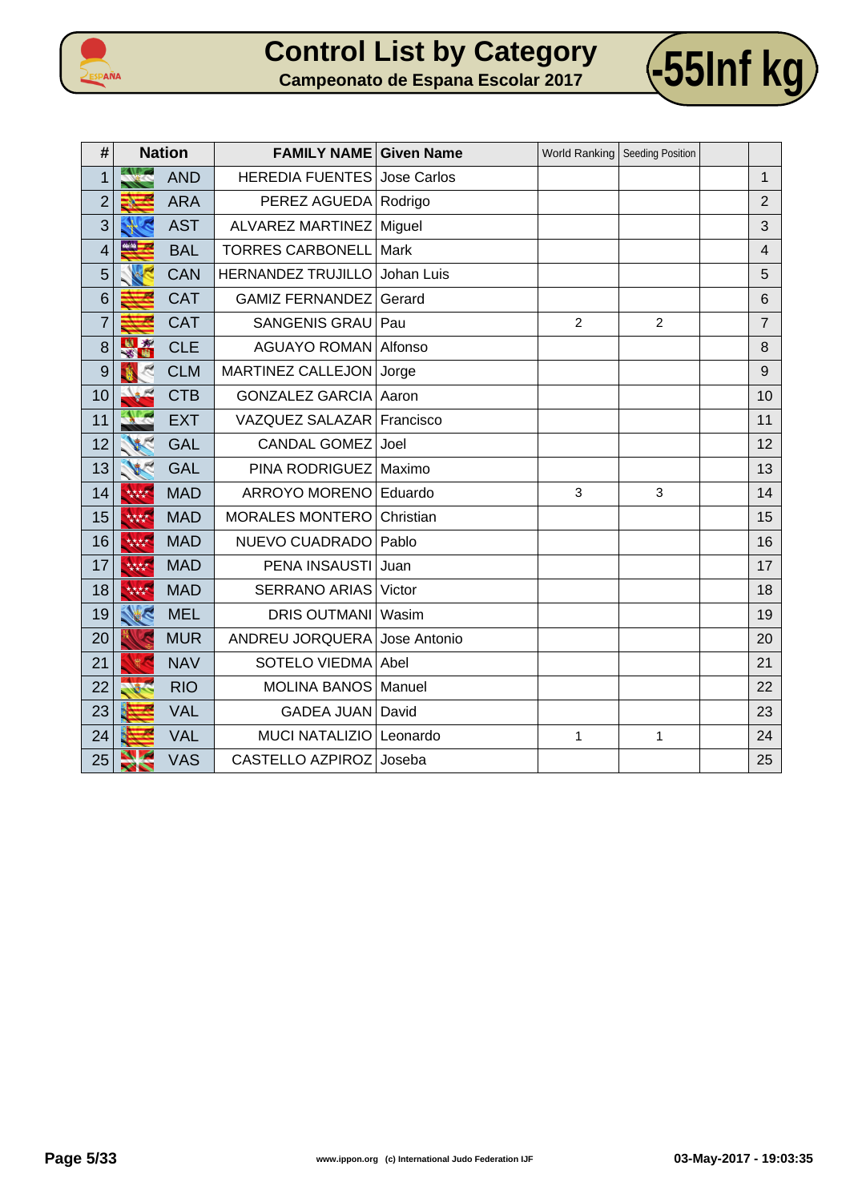# Control List by Category

## Campeonato de Espana Escolar 2017

**-55Inf kg**

| # | Nation | | FAMILY NAME | Given Name | World Ranking | Seeding Position | | |
|---|---|---|---|---|---|---|---|---|
| 1 | | AND | HEREDIA FUENTES | Jose Carlos | | | | 1 |
| 2 | | ARA | PEREZ AGUEDA | Rodrigo | | | | 2 |
| 3 | | AST | ALVAREZ MARTINEZ | Miguel | | | | 3 |
| 4 | | BAL | TORRES CARBONELL | Mark | | | | 4 |
| 5 | | CAN | HERNANDEZ TRUJILLO | Johan Luis | | | | 5 |
| 6 | | CAT | GAMIZ FERNANDEZ | Gerard | | | | 6 |
| 7 | | CAT | SANGENIS GRAU | Pau | 2 | 2 | | 7 |
| 8 | | CLE | AGUAYO ROMAN | Alfonso | | | | 8 |
| 9 | | CLM | MARTINEZ CALLEJON | Jorge | | | | 9 |
| 10 | | CTB | GONZALEZ GARCIA | Aaron | | | | 10 |
| 11 | | EXT | VAZQUEZ SALAZAR | Francisco | | | | 11 |
| 12 | | GAL | CANDAL GOMEZ | Joel | | | | 12 |
| 13 | | GAL | PINA RODRIGUEZ | Maximo | | | | 13 |
| 14 | | MAD | ARROYO MORENO | Eduardo | 3 | 3 | | 14 |
| 15 | | MAD | MORALES MONTERO | Christian | | | | 15 |
| 16 | | MAD | NUEVO CUADRADO | Pablo | | | | 16 |
| 17 | | MAD | PENA INSAUSTI | Juan | | | | 17 |
| 18 | | MAD | SERRANO ARIAS | Victor | | | | 18 |
| 19 | | MEL | DRIS OUTMANI | Wasim | | | | 19 |
| 20 | | MUR | ANDREU JORQUERA | Jose Antonio | | | | 20 |
| 21 | | NAV | SOTELO VIEDMA | Abel | | | | 21 |
| 22 | | RIO | MOLINA BANOS | Manuel | | | | 22 |
| 23 | | VAL | GADEA JUAN | David | | | | 23 |
| 24 | | VAL | MUCI NATALIZIO | Leonardo | 1 | 1 | | 24 |
| 25 | | VAS | CASTELLO AZPIROZ | Joseba | | | | 25 |

www.ippon.org (c) International Judo Federation IJF

03-May-2017 - 19:03:35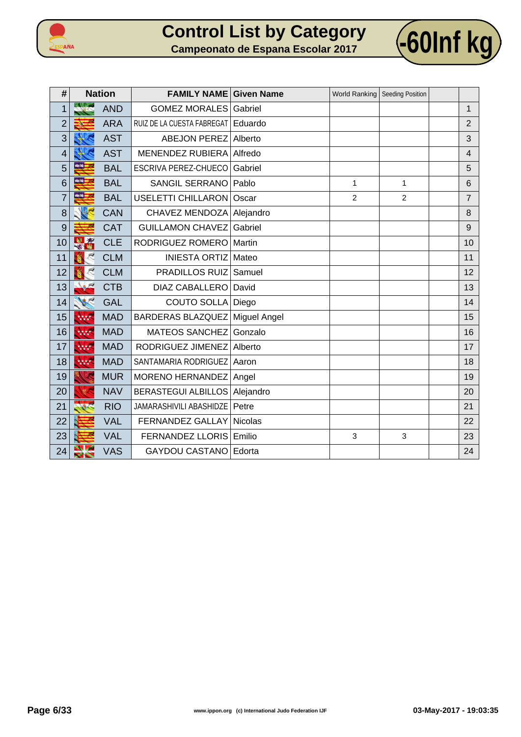# Control List by Category

## Campeonato de Espana Escolar 2017

**-60Inf kg**

| # | Nation | FAMILY NAME | Given Name | World Ranking | Seeding Position | | |
|---|---|---|---|---|---|---|---|
| 1 | AND | GOMEZ MORALES | Gabriel | | | | 1 |
| 2 | ARA | RUIZ DE LA CUESTA FABREGAT | Eduardo | | | | 2 |
| 3 | AST | ABEJON PEREZ | Alberto | | | | 3 |
| 4 | AST | MENENDEZ RUBIERA | Alfredo | | | | 4 |
| 5 | BAL | ESCRIVA PEREZ-CHUECO | Gabriel | | | | 5 |
| 6 | BAL | SANGIL SERRANO | Pablo | 1 | 1 | | 6 |
| 7 | BAL | USELETTI CHILLARON | Oscar | 2 | 2 | | 7 |
| 8 | CAN | CHAVEZ MENDOZA | Alejandro | | | | 8 |
| 9 | CAT | GUILLAMON CHAVEZ | Gabriel | | | | 9 |
| 10 | CLE | RODRIGUEZ ROMERO | Martin | | | | 10 |
| 11 | CLM | INIESTA ORTIZ | Mateo | | | | 11 |
| 12 | CLM | PRADILLOS RUIZ | Samuel | | | | 12 |
| 13 | CTB | DIAZ CABALLERO | David | | | | 13 |
| 14 | GAL | COUTO SOLLA | Diego | | | | 14 |
| 15 | MAD | BARDERAS BLAZQUEZ | Miguel Angel | | | | 15 |
| 16 | MAD | MATEOS SANCHEZ | Gonzalo | | | | 16 |
| 17 | MAD | RODRIGUEZ JIMENEZ | Alberto | | | | 17 |
| 18 | MAD | SANTAMARIA RODRIGUEZ | Aaron | | | | 18 |
| 19 | MUR | MORENO HERNANDEZ | Angel | | | | 19 |
| 20 | NAV | BERASTEGUI ALBILLOS | Alejandro | | | | 20 |
| 21 | RIO | JAMARASHIVILI ABASHIDZE | Petre | | | | 21 |
| 22 | VAL | FERNANDEZ GALLAY | Nicolas | | | | 22 |
| 23 | VAL | FERNANDEZ LLORIS | Emilio | 3 | 3 | | 23 |
| 24 | VAS | GAYDOU CASTANO | Edorta | | | | 24 |

www.ippon.org (c) International Judo Federation IJF

03-May-2017 - 19:03:35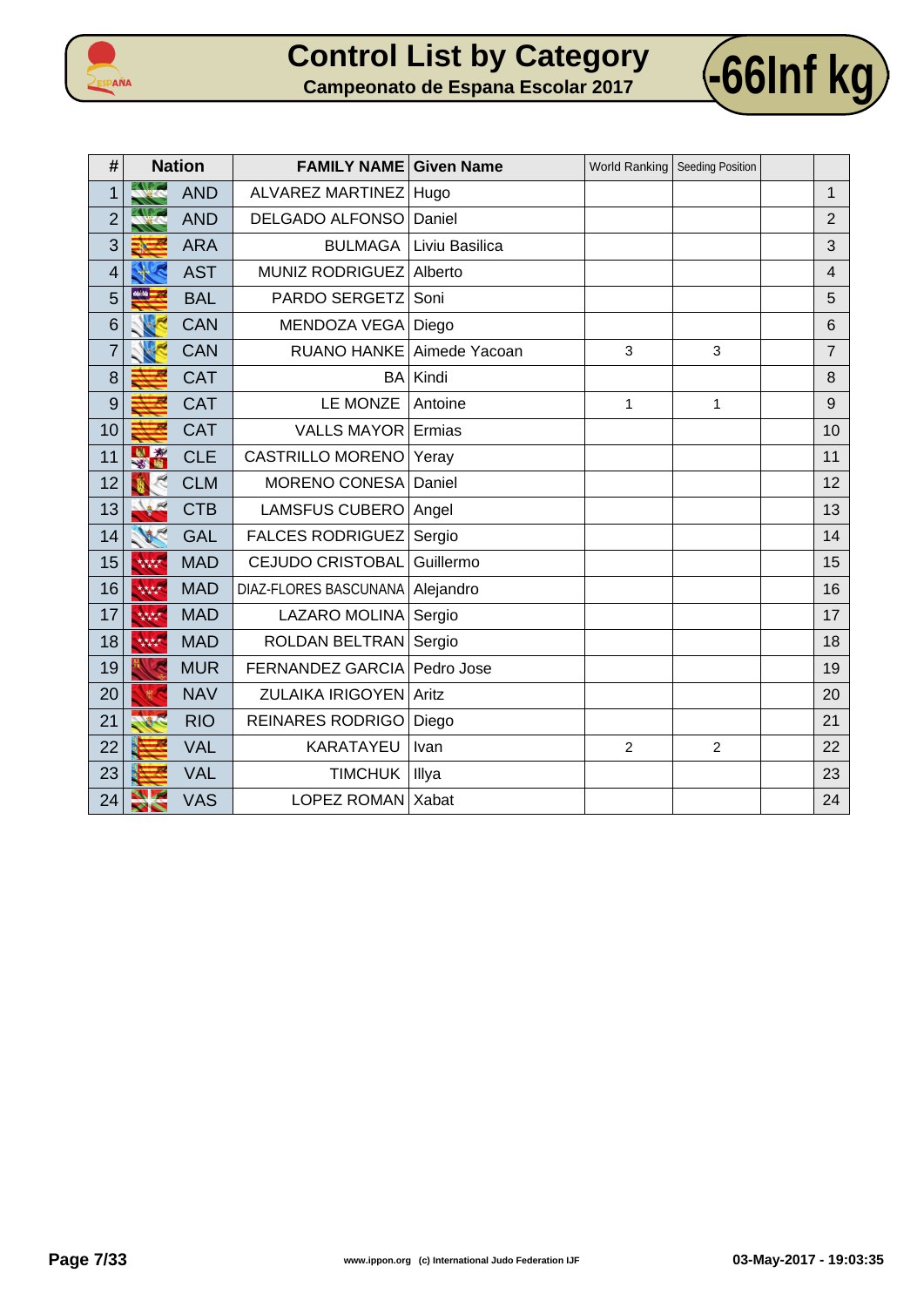# Control List by Category

## Campeonato de Espana Escolar 2017

## -66Inf kg

| # | Nation | FAMILY NAME | Given Name | World Ranking | Seeding Position | | |
|---|---|---|---|---|---|---|---|
| 1 | AND | ALVAREZ MARTINEZ | Hugo | | | | 1 |
| 2 | AND | DELGADO ALFONSO | Daniel | | | | 2 |
| 3 | ARA | BULMAGA | Liviu Basilica | | | | 3 |
| 4 | AST | MUNIZ RODRIGUEZ | Alberto | | | | 4 |
| 5 | BAL | PARDO SERGETZ | Soni | | | | 5 |
| 6 | CAN | MENDOZA VEGA | Diego | | | | 6 |
| 7 | CAN | RUANO HANKE | Aimede Yacoan | 3 | 3 | | 7 |
| 8 | CAT | BA | Kindi | | | | 8 |
| 9 | CAT | LE MONZE | Antoine | 1 | 1 | | 9 |
| 10 | CAT | VALLS MAYOR | Ermias | | | | 10 |
| 11 | CLE | CASTRILLO MORENO | Yeray | | | | 11 |
| 12 | CLM | MORENO CONESA | Daniel | | | | 12 |
| 13 | CTB | LAMSFUS CUBERO | Angel | | | | 13 |
| 14 | GAL | FALCES RODRIGUEZ | Sergio | | | | 14 |
| 15 | MAD | CEJUDO CRISTOBAL | Guillermo | | | | 15 |
| 16 | MAD | DIAZ-FLORES BASCUNANA | Alejandro | | | | 16 |
| 17 | MAD | LAZARO MOLINA | Sergio | | | | 17 |
| 18 | MAD | ROLDAN BELTRAN | Sergio | | | | 18 |
| 19 | MUR | FERNANDEZ GARCIA | Pedro Jose | | | | 19 |
| 20 | NAV | ZULAIKA IRIGOYEN | Aritz | | | | 20 |
| 21 | RIO | REINARES RODRIGO | Diego | | | | 21 |
| 22 | VAL | KARATAYEU | Ivan | 2 | 2 | | 22 |
| 23 | VAL | TIMCHUK | Illya | | | | 23 |
| 24 | VAS | LOPEZ ROMAN | Xabat | | | | 24 |

www.ippon.org (c) International Judo Federation IJF

03-May-2017 - 19:03:35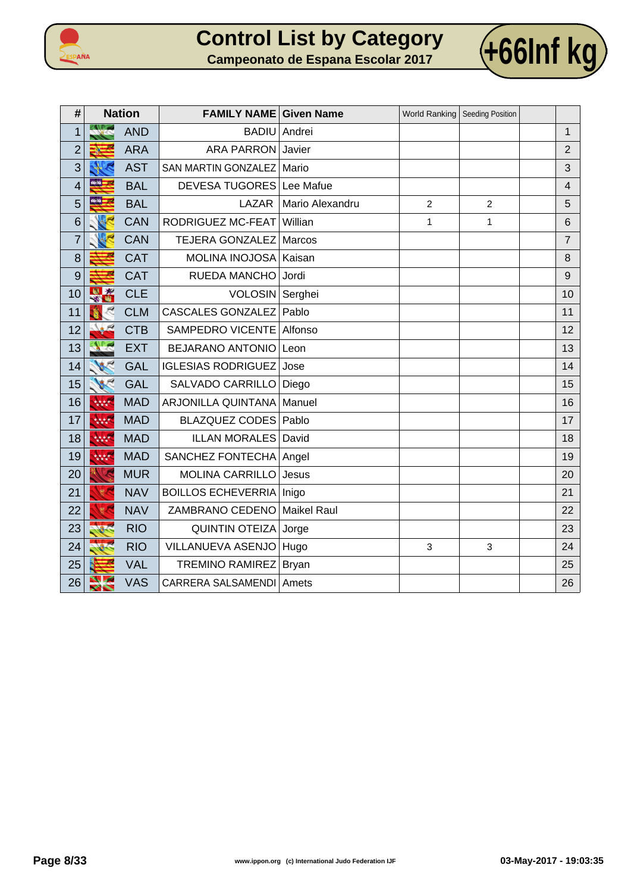# Control List by Category

## Campeonato de Espana Escolar 2017

## +66Inf kg

| # | Nation | FAMILY NAME | Given Name | World Ranking | Seeding Position | | |
|---|---|---|---|---|---|---|---|
| 1 | AND | BADIU | Andrei | | | | 1 |
| 2 | ARA | ARA PARRON | Javier | | | | 2 |
| 3 | AST | SAN MARTIN GONZALEZ | Mario | | | | 3 |
| 4 | BAL | DEVESA TUGORES | Lee Mafue | | | | 4 |
| 5 | BAL | LAZAR | Mario Alexandru | 2 | 2 | | 5 |
| 6 | CAN | RODRIGUEZ MC-FEAT | Willian | 1 | 1 | | 6 |
| 7 | CAN | TEJERA GONZALEZ | Marcos | | | | 7 |
| 8 | CAT | MOLINA INOJOSA | Kaisan | | | | 8 |
| 9 | CAT | RUEDA MANCHO | Jordi | | | | 9 |
| 10 | CLE | VOLOSIN | Serghei | | | | 10 |
| 11 | CLM | CASCALES GONZALEZ | Pablo | | | | 11 |
| 12 | CTB | SAMPEDRO VICENTE | Alfonso | | | | 12 |
| 13 | EXT | BEJARANO ANTONIO | Leon | | | | 13 |
| 14 | GAL | IGLESIAS RODRIGUEZ | Jose | | | | 14 |
| 15 | GAL | SALVADO CARRILLO | Diego | | | | 15 |
| 16 | MAD | ARJONILLA QUINTANA | Manuel | | | | 16 |
| 17 | MAD | BLAZQUEZ CODES | Pablo | | | | 17 |
| 18 | MAD | ILLAN MORALES | David | | | | 18 |
| 19 | MAD | SANCHEZ FONTECHA | Angel | | | | 19 |
| 20 | MUR | MOLINA CARRILLO | Jesus | | | | 20 |
| 21 | NAV | BOILLOS ECHEVERRIA | Inigo | | | | 21 |
| 22 | NAV | ZAMBRANO CEDENO | Maikel Raul | | | | 22 |
| 23 | RIO | QUINTIN OTEIZA | Jorge | | | | 23 |
| 24 | RIO | VILLANUEVA ASENJO | Hugo | 3 | 3 | | 24 |
| 25 | VAL | TREMINO RAMIREZ | Bryan | | | | 25 |
| 26 | VAS | CARRERA SALSAMENDI | Amets | | | | 26 |

www.ippon.org (c) International Judo Federation IJF

03-May-2017 - 19:03:35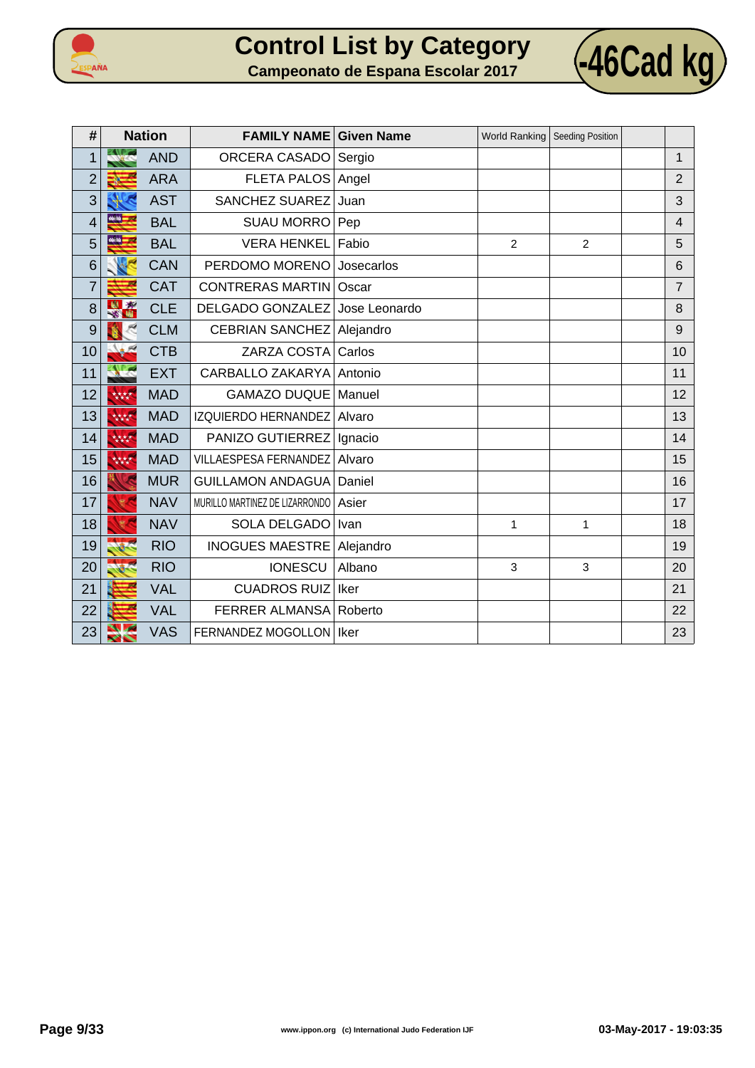# Control List by Category

## Campeonato de Espana Escolar 2017

**-46Cad kg**

| # | Nation | FAMILY NAME | Given Name | World Ranking | Seeding Position | | |
|---|---|---|---|---|---|---|---|
| 1 | AND | ORCERA CASADO | Sergio | | | | 1 |
| 2 | ARA | FLETA PALOS | Angel | | | | 2 |
| 3 | AST | SANCHEZ SUAREZ | Juan | | | | 3 |
| 4 | BAL | SUAU MORRO | Pep | | | | 4 |
| 5 | BAL | VERA HENKEL | Fabio | 2 | 2 | | 5 |
| 6 | CAN | PERDOMO MORENO | Josecarlos | | | | 6 |
| 7 | CAT | CONTRERAS MARTIN | Oscar | | | | 7 |
| 8 | CLE | DELGADO GONZALEZ | Jose Leonardo | | | | 8 |
| 9 | CLM | CEBRIAN SANCHEZ | Alejandro | | | | 9 |
| 10 | CTB | ZARZA COSTA | Carlos | | | | 10 |
| 11 | EXT | CARBALLO ZAKARYA | Antonio | | | | 11 |
| 12 | MAD | GAMAZO DUQUE | Manuel | | | | 12 |
| 13 | MAD | IZQUIERDO HERNANDEZ | Alvaro | | | | 13 |
| 14 | MAD | PANIZO GUTIERREZ | Ignacio | | | | 14 |
| 15 | MAD | VILLAESPESA FERNANDEZ | Alvaro | | | | 15 |
| 16 | MUR | GUILLAMON ANDAGUA | Daniel | | | | 16 |
| 17 | NAV | MURILLO MARTINEZ DE LIZARRONDO | Asier | | | | 17 |
| 18 | NAV | SOLA DELGADO | Ivan | 1 | 1 | | 18 |
| 19 | RIO | INOGUES MAESTRE | Alejandro | | | | 19 |
| 20 | RIO | IONESCU | Albano | 3 | 3 | | 20 |
| 21 | VAL | CUADROS RUIZ | Iker | | | | 21 |
| 22 | VAL | FERRER ALMANSA | Roberto | | | | 22 |
| 23 | VAS | FERNANDEZ MOGOLLON | Iker | | | | 23 |

www.ippon.org (c) International Judo Federation IJF

03-May-2017 - 19:03:35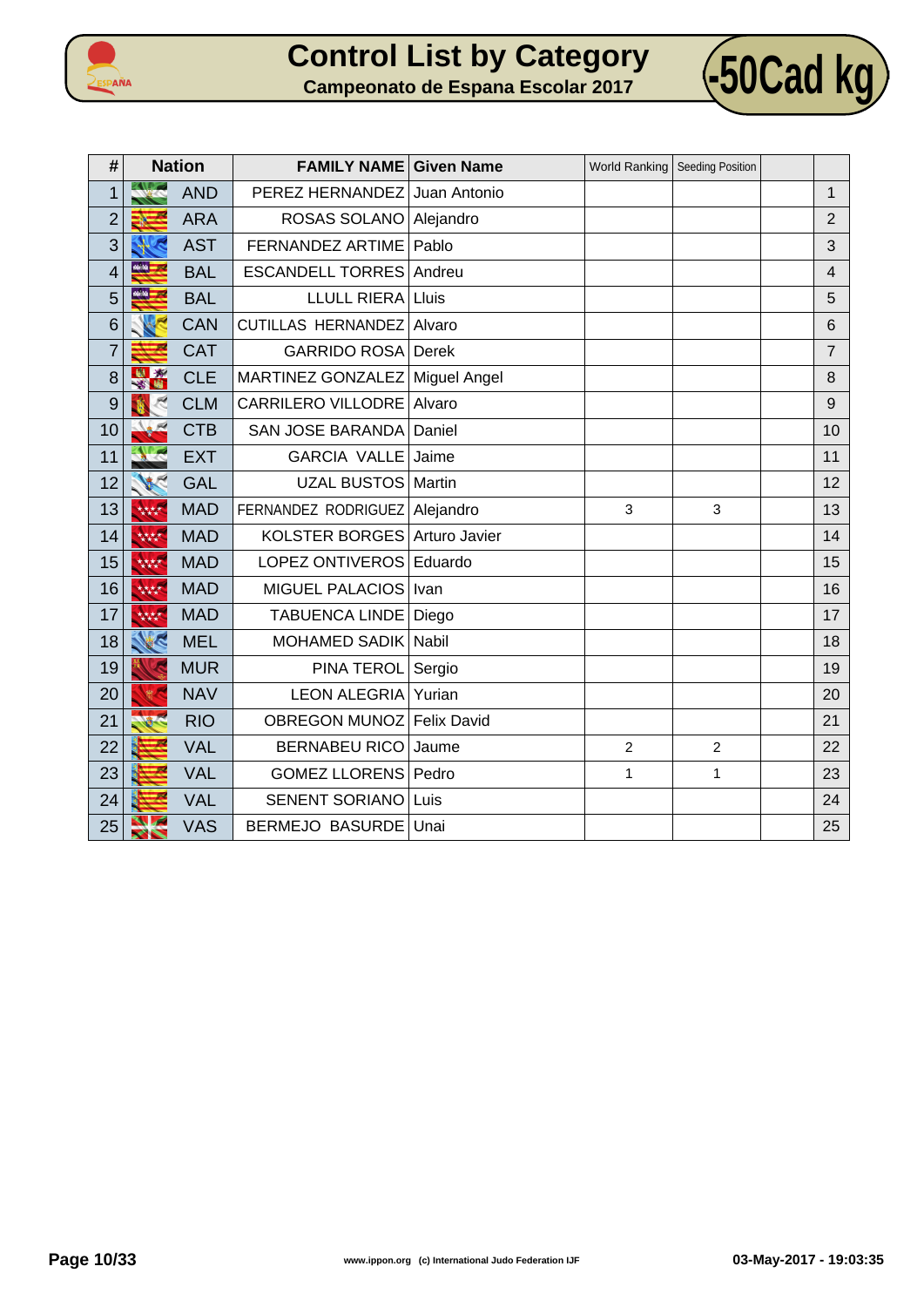# Control List by Category

## Campeonato de Espana Escolar 2017

**-50Cad kg**

| # | Nation | FAMILY NAME | Given Name | World Ranking | Seeding Position | | |
|---|---|---|---|---|---|---|---|
| 1 | AND | PEREZ HERNANDEZ | Juan Antonio | | | | 1 |
| 2 | ARA | ROSAS SOLANO | Alejandro | | | | 2 |
| 3 | AST | FERNANDEZ ARTIME | Pablo | | | | 3 |
| 4 | BAL | ESCANDELL TORRES | Andreu | | | | 4 |
| 5 | BAL | LLULL RIERA | Lluis | | | | 5 |
| 6 | CAN | CUTILLAS HERNANDEZ | Alvaro | | | | 6 |
| 7 | CAT | GARRIDO ROSA | Derek | | | | 7 |
| 8 | CLE | MARTINEZ GONZALEZ | Miguel Angel | | | | 8 |
| 9 | CLM | CARRILERO VILLODRE | Alvaro | | | | 9 |
| 10 | CTB | SAN JOSE BARANDA | Daniel | | | | 10 |
| 11 | EXT | GARCIA VALLE | Jaime | | | | 11 |
| 12 | GAL | UZAL BUSTOS | Martin | | | | 12 |
| 13 | MAD | FERNANDEZ RODRIGUEZ | Alejandro | 3 | 3 | | 13 |
| 14 | MAD | KOLSTER BORGES | Arturo Javier | | | | 14 |
| 15 | MAD | LOPEZ ONTIVEROS | Eduardo | | | | 15 |
| 16 | MAD | MIGUEL PALACIOS | Ivan | | | | 16 |
| 17 | MAD | TABUENCA LINDE | Diego | | | | 17 |
| 18 | MEL | MOHAMED SADIK | Nabil | | | | 18 |
| 19 | MUR | PINA TEROL | Sergio | | | | 19 |
| 20 | NAV | LEON ALEGRIA | Yurian | | | | 20 |
| 21 | RIO | OBREGON MUNOZ | Felix David | | | | 21 |
| 22 | VAL | BERNABEU RICO | Jaume | 2 | 2 | | 22 |
| 23 | VAL | GOMEZ LLORENS | Pedro | 1 | 1 | | 23 |
| 24 | VAL | SENENT SORIANO | Luis | | | | 24 |
| 25 | VAS | BERMEJO BASURDE | Unai | | | | 25 |

www.ippon.org (c) International Judo Federation IJF

03-May-2017 - 19:03:35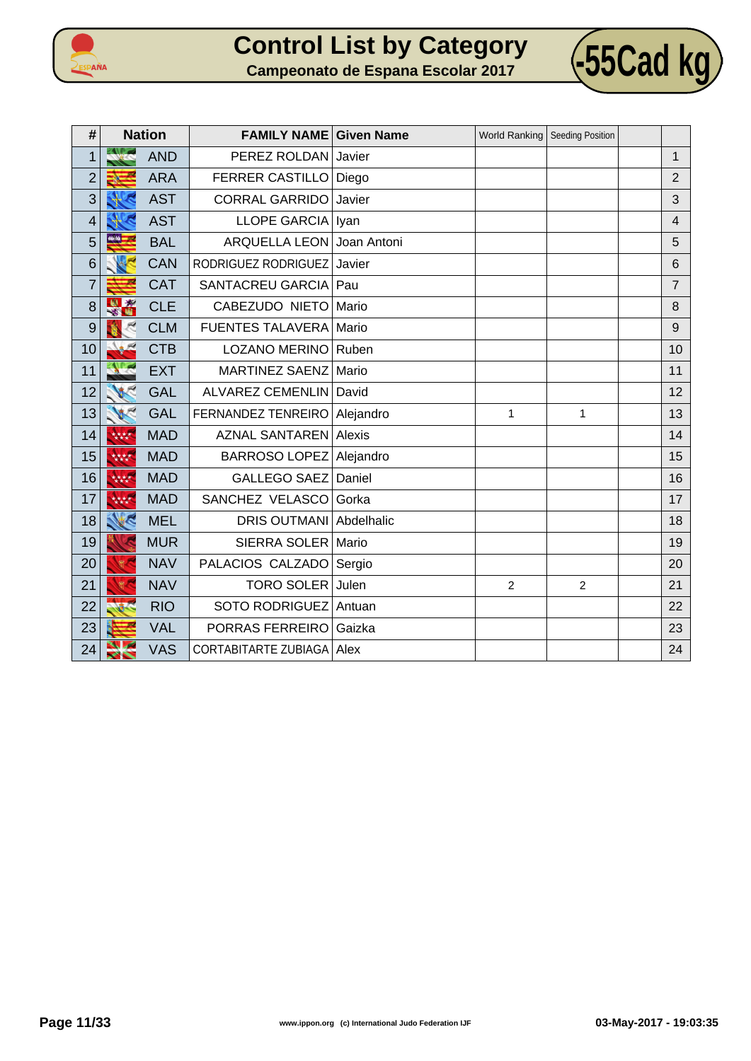# Control List by Category

## Campeonato de Espana Escolar 2017

**-55Cad kg**

| # | Nation | FAMILY NAME | Given Name | World Ranking | Seeding Position | | |
|---|---|---|---|---|---|---|---|
| 1 | AND | PEREZ ROLDAN | Javier | | | | 1 |
| 2 | ARA | FERRER CASTILLO | Diego | | | | 2 |
| 3 | AST | CORRAL GARRIDO | Javier | | | | 3 |
| 4 | AST | LLOPE GARCIA | Iyan | | | | 4 |
| 5 | BAL | ARQUELLA LEON | Joan Antoni | | | | 5 |
| 6 | CAN | RODRIGUEZ RODRIGUEZ | Javier | | | | 6 |
| 7 | CAT | SANTACREU GARCIA | Pau | | | | 7 |
| 8 | CLE | CABEZUDO NIETO | Mario | | | | 8 |
| 9 | CLM | FUENTES TALAVERA | Mario | | | | 9 |
| 10 | CTB | LOZANO MERINO | Ruben | | | | 10 |
| 11 | EXT | MARTINEZ SAENZ | Mario | | | | 11 |
| 12 | GAL | ALVAREZ CEMENLIN | David | | | | 12 |
| 13 | GAL | FERNANDEZ TENREIRO | Alejandro | 1 | 1 | | 13 |
| 14 | MAD | AZNAL SANTAREN | Alexis | | | | 14 |
| 15 | MAD | BARROSO LOPEZ | Alejandro | | | | 15 |
| 16 | MAD | GALLEGO SAEZ | Daniel | | | | 16 |
| 17 | MAD | SANCHEZ VELASCO | Gorka | | | | 17 |
| 18 | MEL | DRIS OUTMANI | Abdelhalic | | | | 18 |
| 19 | MUR | SIERRA SOLER | Mario | | | | 19 |
| 20 | NAV | PALACIOS CALZADO | Sergio | | | | 20 |
| 21 | NAV | TORO SOLER | Julen | 2 | 2 | | 21 |
| 22 | RIO | SOTO RODRIGUEZ | Antuan | | | | 22 |
| 23 | VAL | PORRAS FERREIRO | Gaizka | | | | 23 |
| 24 | VAS | CORTABITARTE ZUBIAGA | Alex | | | | 24 |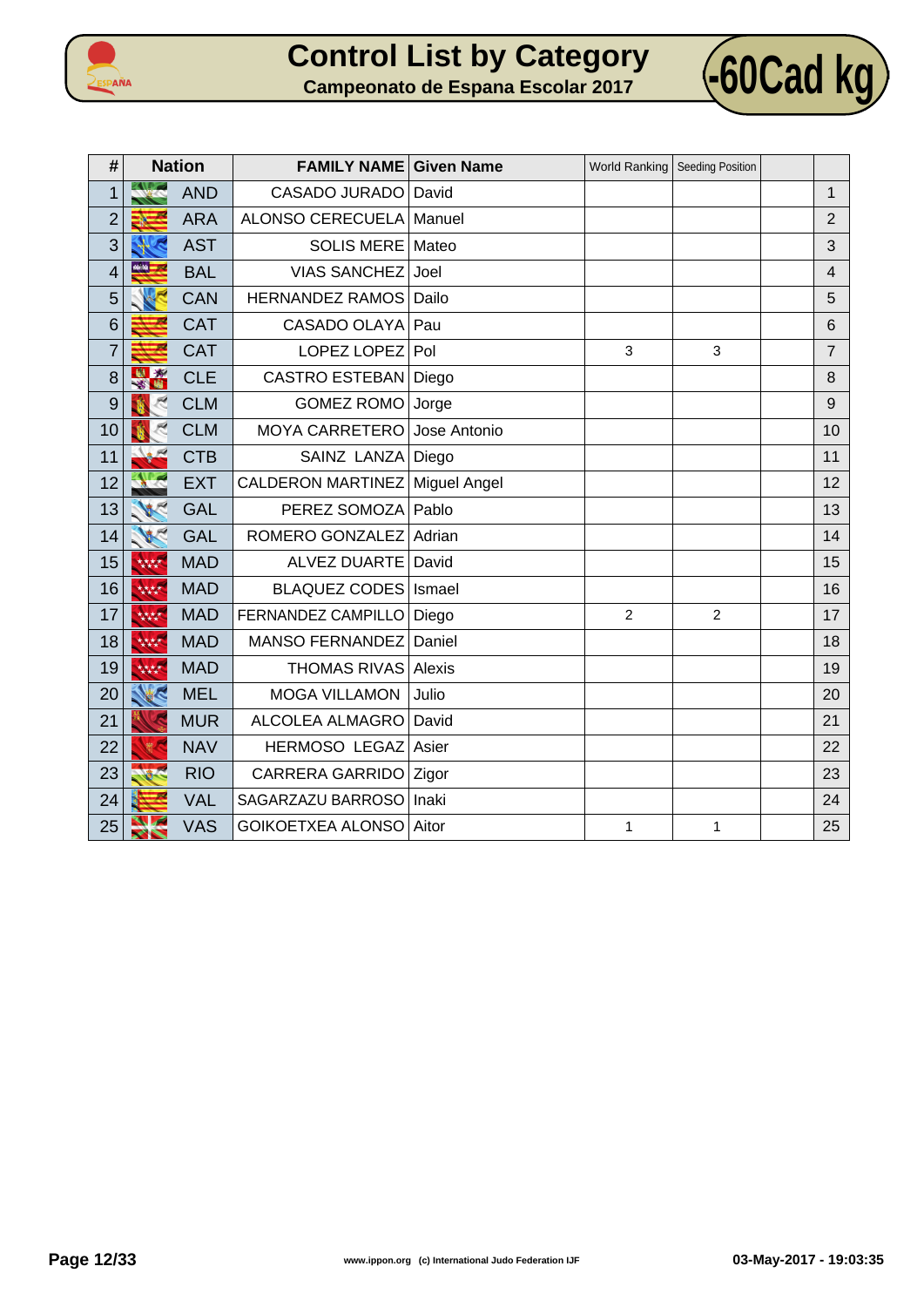# Control List by Category

## Campeonato de Espana Escolar 2017

**-60Cad kg**

| # | Nation | FAMILY NAME | Given Name | World Ranking | Seeding Position | | |
|---|---|---|---|---|---|---|---|
| 1 | AND | CASADO JURADO | David | | | | 1 |
| 2 | ARA | ALONSO CERECUELA | Manuel | | | | 2 |
| 3 | AST | SOLIS MERE | Mateo | | | | 3 |
| 4 | BAL | VIAS SANCHEZ | Joel | | | | 4 |
| 5 | CAN | HERNANDEZ RAMOS | Dailo | | | | 5 |
| 6 | CAT | CASADO OLAYA | Pau | | | | 6 |
| 7 | CAT | LOPEZ LOPEZ | Pol | 3 | 3 | | 7 |
| 8 | CLE | CASTRO ESTEBAN | Diego | | | | 8 |
| 9 | CLM | GOMEZ ROMO | Jorge | | | | 9 |
| 10 | CLM | MOYA CARRETERO | Jose Antonio | | | | 10 |
| 11 | CTB | SAINZ LANZA | Diego | | | | 11 |
| 12 | EXT | CALDERON MARTINEZ | Miguel Angel | | | | 12 |
| 13 | GAL | PEREZ SOMOZA | Pablo | | | | 13 |
| 14 | GAL | ROMERO GONZALEZ | Adrian | | | | 14 |
| 15 | MAD | ALVEZ DUARTE | David | | | | 15 |
| 16 | MAD | BLAQUEZ CODES | Ismael | | | | 16 |
| 17 | MAD | FERNANDEZ CAMPILLO | Diego | 2 | 2 | | 17 |
| 18 | MAD | MANSO FERNANDEZ | Daniel | | | | 18 |
| 19 | MAD | THOMAS RIVAS | Alexis | | | | 19 |
| 20 | MEL | MOGA VILLAMON | Julio | | | | 20 |
| 21 | MUR | ALCOLEA ALMAGRO | David | | | | 21 |
| 22 | NAV | HERMOSO LEGAZ | Asier | | | | 22 |
| 23 | RIO | CARRERA GARRIDO | Zigor | | | | 23 |
| 24 | VAL | SAGARZAZU BARROSO | Inaki | | | | 24 |
| 25 | VAS | GOIKOETXEA ALONSO | Aitor | 1 | 1 | | 25 |

www.ippon.org (c) International Judo Federation IJF

03-May-2017 - 19:03:35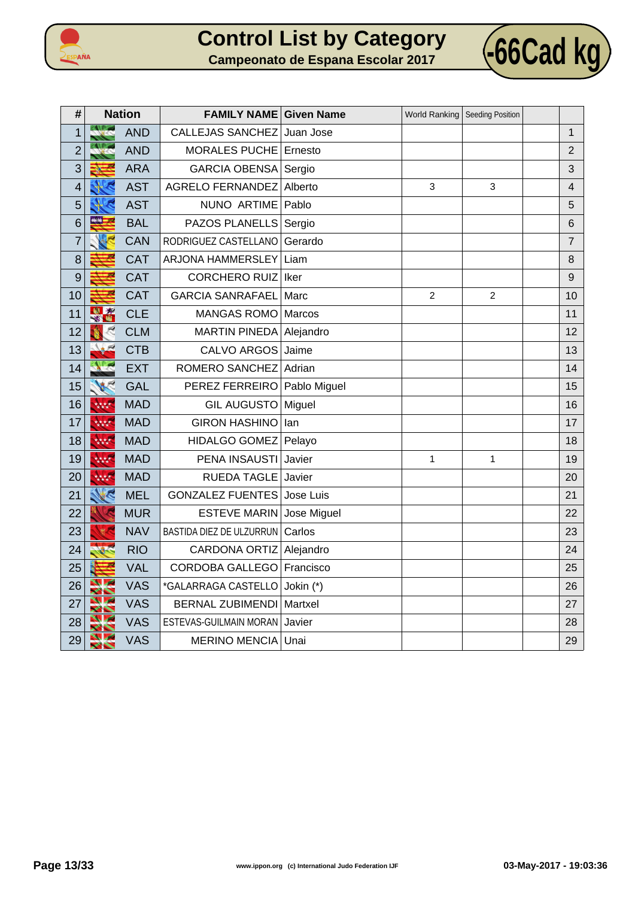# Control List by Category

## Campeonato de Espana Escolar 2017

**-66Cad kg**

| # | Nation | FAMILY NAME | Given Name | World Ranking | Seeding Position | | |
|---|---|---|---|---|---|---|---|
| 1 | AND | CALLEJAS SANCHEZ | Juan Jose | | | | 1 |
| 2 | AND | MORALES PUCHE | Ernesto | | | | 2 |
| 3 | ARA | GARCIA OBENSA | Sergio | | | | 3 |
| 4 | AST | AGRELO FERNANDEZ | Alberto | 3 | 3 | | 4 |
| 5 | AST | NUNO ARTIME | Pablo | | | | 5 |
| 6 | BAL | PAZOS PLANELLS | Sergio | | | | 6 |
| 7 | CAN | RODRIGUEZ CASTELLANO | Gerardo | | | | 7 |
| 8 | CAT | ARJONA HAMMERSLEY | Liam | | | | 8 |
| 9 | CAT | CORCHERO RUIZ | Iker | | | | 9 |
| 10 | CAT | GARCIA SANRAFAEL | Marc | 2 | 2 | | 10 |
| 11 | CLE | MANGAS ROMO | Marcos | | | | 11 |
| 12 | CLM | MARTIN PINEDA | Alejandro | | | | 12 |
| 13 | CTB | CALVO ARGOS | Jaime | | | | 13 |
| 14 | EXT | ROMERO SANCHEZ | Adrian | | | | 14 |
| 15 | GAL | PEREZ FERREIRO | Pablo Miguel | | | | 15 |
| 16 | MAD | GIL AUGUSTO | Miguel | | | | 16 |
| 17 | MAD | GIRON HASHINO | Ian | | | | 17 |
| 18 | MAD | HIDALGO GOMEZ | Pelayo | | | | 18 |
| 19 | MAD | PENA INSAUSTI | Javier | 1 | 1 | | 19 |
| 20 | MAD | RUEDA TAGLE | Javier | | | | 20 |
| 21 | MEL | GONZALEZ FUENTES | Jose Luis | | | | 21 |
| 22 | MUR | ESTEVE MARIN | Jose Miguel | | | | 22 |
| 23 | NAV | BASTIDA DIEZ DE ULZURRUN | Carlos | | | | 23 |
| 24 | RIO | CARDONA ORTIZ | Alejandro | | | | 24 |
| 25 | VAL | CORDOBA GALLEGO | Francisco | | | | 25 |
| 26 | VAS | *GALARRAGA CASTELLO | Jokin (*) | | | | 26 |
| 27 | VAS | BERNAL ZUBIMENDI | Martxel | | | | 27 |
| 28 | VAS | ESTEVAS-GUILMAIN MORAN | Javier | | | | 28 |
| 29 | VAS | MERINO MENCIA | Unai | | | | 29 |

www.ippon.org (c) International Judo Federation IJF

03-May-2017 - 19:03:36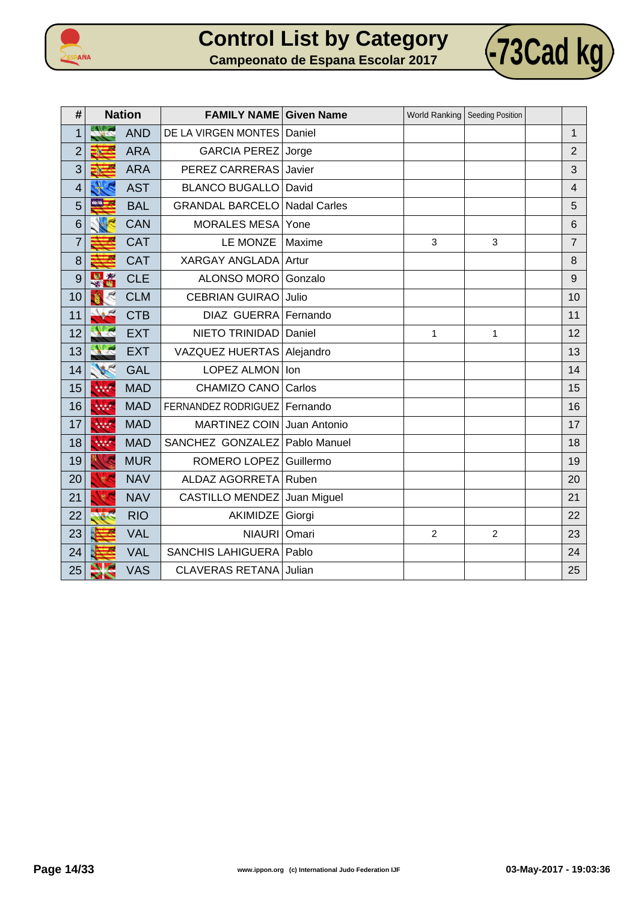# Control List by Category

## Campeonato de Espana Escolar 2017

**-73Cad kg**

| # | Nation | FAMILY NAME | Given Name | World Ranking | Seeding Position | | |
|---|---|---|---|---|---|---|---|
| 1 | AND | DE LA VIRGEN MONTES | Daniel | | | | 1 |
| 2 | ARA | GARCIA PEREZ | Jorge | | | | 2 |
| 3 | ARA | PEREZ CARRERAS | Javier | | | | 3 |
| 4 | AST | BLANCO BUGALLO | David | | | | 4 |
| 5 | BAL | GRANDAL BARCELO | Nadal Carles | | | | 5 |
| 6 | CAN | MORALES MESA | Yone | | | | 6 |
| 7 | CAT | LE MONZE | Maxime | 3 | 3 | | 7 |
| 8 | CAT | XARGAY ANGLADA | Artur | | | | 8 |
| 9 | CLE | ALONSO MORO | Gonzalo | | | | 9 |
| 10 | CLM | CEBRIAN GUIRAO | Julio | | | | 10 |
| 11 | CTB | DIAZ GUERRA | Fernando | | | | 11 |
| 12 | EXT | NIETO TRINIDAD | Daniel | 1 | 1 | | 12 |
| 13 | EXT | VAZQUEZ HUERTAS | Alejandro | | | | 13 |
| 14 | GAL | LOPEZ ALMON | Ion | | | | 14 |
| 15 | MAD | CHAMIZO CANO | Carlos | | | | 15 |
| 16 | MAD | FERNANDEZ RODRIGUEZ | Fernando | | | | 16 |
| 17 | MAD | MARTINEZ COIN | Juan Antonio | | | | 17 |
| 18 | MAD | SANCHEZ GONZALEZ | Pablo Manuel | | | | 18 |
| 19 | MUR | ROMERO LOPEZ | Guillermo | | | | 19 |
| 20 | NAV | ALDAZ AGORRETA | Ruben | | | | 20 |
| 21 | NAV | CASTILLO MENDEZ | Juan Miguel | | | | 21 |
| 22 | RIO | AKIMIDZE | Giorgi | | | | 22 |
| 23 | VAL | NIAURI | Omari | 2 | 2 | | 23 |
| 24 | VAL | SANCHIS LAHIGUERA | Pablo | | | | 24 |
| 25 | VAS | CLAVERAS RETANA | Julian | | | | 25 |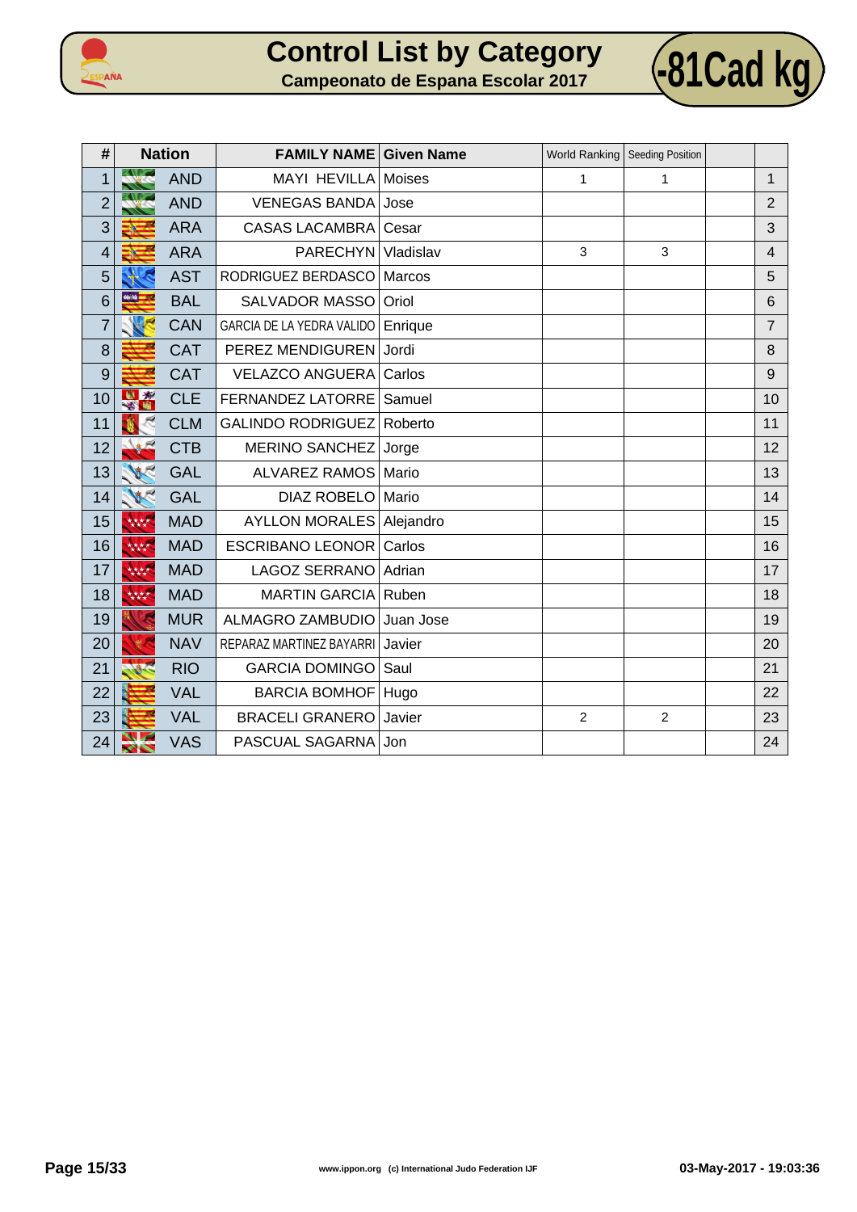# Control List by Category

## Campeonato de Espana Escolar 2017

**-81Cad kg**

| # | Nation | FAMILY NAME | Given Name | World Ranking | Seeding Position | | |
|---|---|---|---|---|---|---|---|
| 1 | AND | MAYI HEVILLA | Moises | 1 | 1 | | 1 |
| 2 | AND | VENEGAS BANDA | Jose | | | | 2 |
| 3 | ARA | CASAS LACAMBRA | Cesar | | | | 3 |
| 4 | ARA | PARECHYN | Vladislav | 3 | 3 | | 4 |
| 5 | AST | RODRIGUEZ BERDASCO | Marcos | | | | 5 |
| 6 | BAL | SALVADOR MASSO | Oriol | | | | 6 |
| 7 | CAN | GARCIA DE LA YEDRA VALIDO | Enrique | | | | 7 |
| 8 | CAT | PEREZ MENDIGUREN | Jordi | | | | 8 |
| 9 | CAT | VELAZCO ANGUERA | Carlos | | | | 9 |
| 10 | CLE | FERNANDEZ LATORRE | Samuel | | | | 10 |
| 11 | CLM | GALINDO RODRIGUEZ | Roberto | | | | 11 |
| 12 | CTB | MERINO SANCHEZ | Jorge | | | | 12 |
| 13 | GAL | ALVAREZ RAMOS | Mario | | | | 13 |
| 14 | GAL | DIAZ ROBELO | Mario | | | | 14 |
| 15 | MAD | AYLLON MORALES | Alejandro | | | | 15 |
| 16 | MAD | ESCRIBANO LEONOR | Carlos | | | | 16 |
| 17 | MAD | LAGOZ SERRANO | Adrian | | | | 17 |
| 18 | MAD | MARTIN GARCIA | Ruben | | | | 18 |
| 19 | MUR | ALMAGRO ZAMBUDIO | Juan Jose | | | | 19 |
| 20 | NAV | REPARAZ MARTINEZ BAYARRI | Javier | | | | 20 |
| 21 | RIO | GARCIA DOMINGO | Saul | | | | 21 |
| 22 | VAL | BARCIA BOMHOF | Hugo | | | | 22 |
| 23 | VAL | BRACELI GRANERO | Javier | 2 | 2 | | 23 |
| 24 | VAS | PASCUAL SAGARNA | Jon | | | | 24 |

www.ippon.org (c) International Judo Federation IJF

03-May-2017 - 19:03:36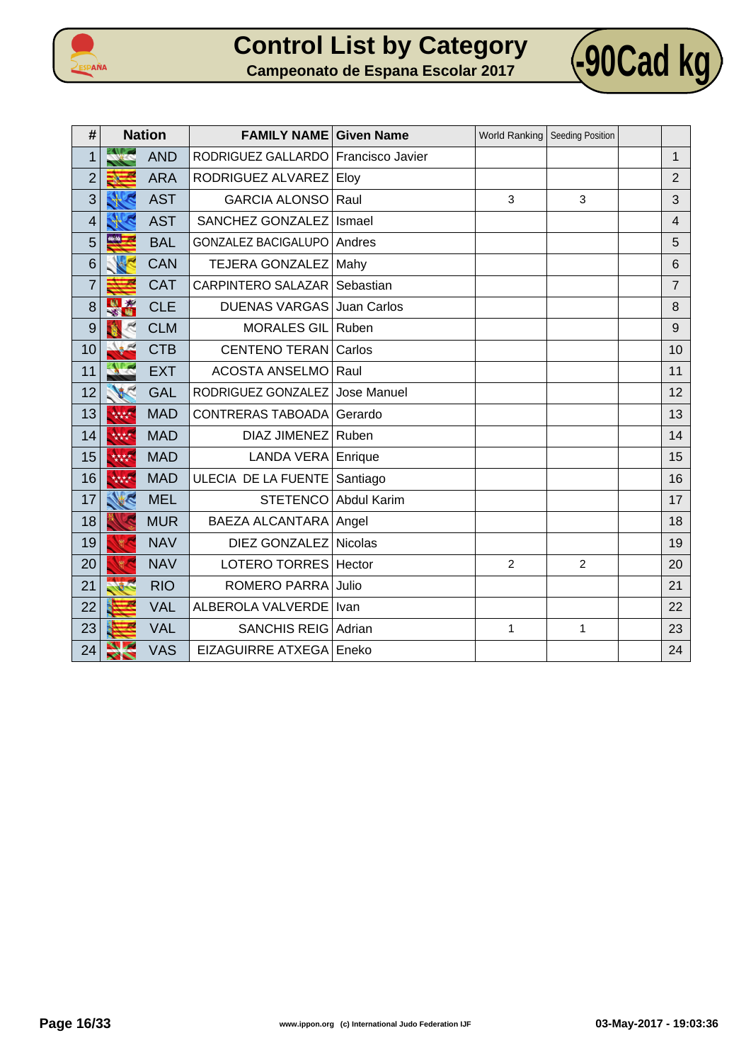# Control List by Category

## Campeonato de Espana Escolar 2017

**-90Cad kg**

| # | Nation | FAMILY NAME | Given Name | World Ranking | Seeding Position | | |
|---|---|---|---|---|---|---|---|
| 1 | AND | RODRIGUEZ GALLARDO | Francisco Javier | | | | 1 |
| 2 | ARA | RODRIGUEZ ALVAREZ | Eloy | | | | 2 |
| 3 | AST | GARCIA ALONSO | Raul | 3 | 3 | | 3 |
| 4 | AST | SANCHEZ GONZALEZ | Ismael | | | | 4 |
| 5 | BAL | GONZALEZ BACIGALUPO | Andres | | | | 5 |
| 6 | CAN | TEJERA GONZALEZ | Mahy | | | | 6 |
| 7 | CAT | CARPINTERO SALAZAR | Sebastian | | | | 7 |
| 8 | CLE | DUENAS VARGAS | Juan Carlos | | | | 8 |
| 9 | CLM | MORALES GIL | Ruben | | | | 9 |
| 10 | CTB | CENTENO TERAN | Carlos | | | | 10 |
| 11 | EXT | ACOSTA ANSELMO | Raul | | | | 11 |
| 12 | GAL | RODRIGUEZ GONZALEZ | Jose Manuel | | | | 12 |
| 13 | MAD | CONTRERAS TABOADA | Gerardo | | | | 13 |
| 14 | MAD | DIAZ JIMENEZ | Ruben | | | | 14 |
| 15 | MAD | LANDA VERA | Enrique | | | | 15 |
| 16 | MAD | ULECIA DE LA FUENTE | Santiago | | | | 16 |
| 17 | MEL | STETENCO | Abdul Karim | | | | 17 |
| 18 | MUR | BAEZA ALCANTARA | Angel | | | | 18 |
| 19 | NAV | DIEZ GONZALEZ | Nicolas | | | | 19 |
| 20 | NAV | LOTERO TORRES | Hector | 2 | 2 | | 20 |
| 21 | RIO | ROMERO PARRA | Julio | | | | 21 |
| 22 | VAL | ALBEROLA VALVERDE | Ivan | | | | 22 |
| 23 | VAL | SANCHIS REIG | Adrian | 1 | 1 | | 23 |
| 24 | VAS | EIZAGUIRRE ATXEGA | Eneko | | | | 24 |

www.ippon.org (c) International Judo Federation IJF

03-May-2017 - 19:03:36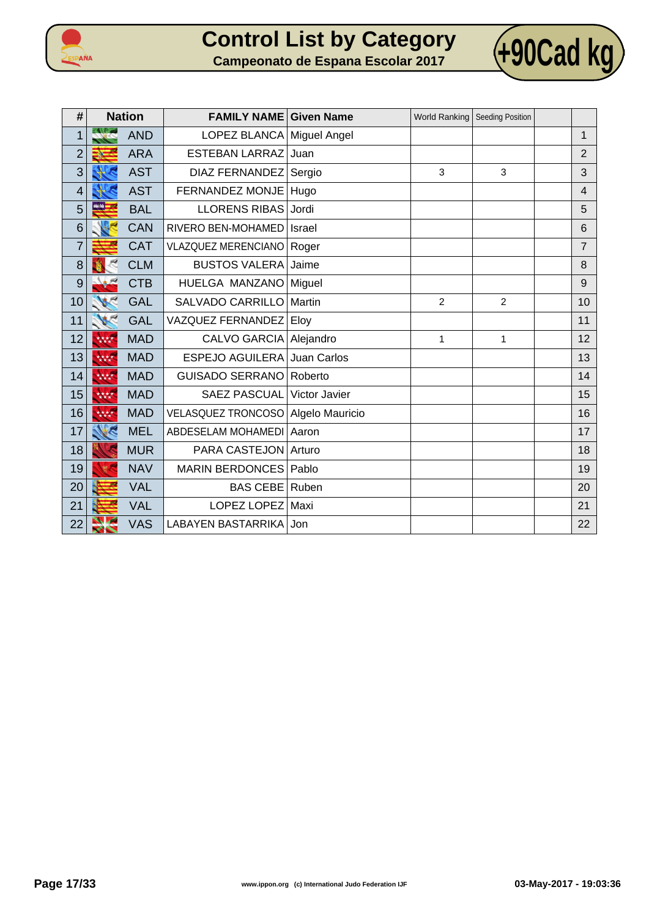# Control List by Category

## Campeonato de Espana Escolar 2017

## +90Cad kg

| # | Nation | FAMILY NAME | Given Name | World Ranking | Seeding Position | | |
|---|---|---|---|---|---|---|---|
| 1 | AND | LOPEZ BLANCA | Miguel Angel | | | | 1 |
| 2 | ARA | ESTEBAN LARRAZ | Juan | | | | 2 |
| 3 | AST | DIAZ FERNANDEZ | Sergio | 3 | 3 | | 3 |
| 4 | AST | FERNANDEZ MONJE | Hugo | | | | 4 |
| 5 | BAL | LLORENS RIBAS | Jordi | | | | 5 |
| 6 | CAN | RIVERO BEN-MOHAMED | Israel | | | | 6 |
| 7 | CAT | VLAZQUEZ MERENCIANO | Roger | | | | 7 |
| 8 | CLM | BUSTOS VALERA | Jaime | | | | 8 |
| 9 | CTB | HUELGA MANZANO | Miguel | | | | 9 |
| 10 | GAL | SALVADO CARRILLO | Martin | 2 | 2 | | 10 |
| 11 | GAL | VAZQUEZ FERNANDEZ | Eloy | | | | 11 |
| 12 | MAD | CALVO GARCIA | Alejandro | 1 | 1 | | 12 |
| 13 | MAD | ESPEJO AGUILERA | Juan Carlos | | | | 13 |
| 14 | MAD | GUISADO SERRANO | Roberto | | | | 14 |
| 15 | MAD | SAEZ PASCUAL | Victor Javier | | | | 15 |
| 16 | MAD | VELASQUEZ TRONCOSO | Algelo Mauricio | | | | 16 |
| 17 | MEL | ABDESELAM MOHAMEDI | Aaron | | | | 17 |
| 18 | MUR | PARA CASTEJON | Arturo | | | | 18 |
| 19 | NAV | MARIN BERDONCES | Pablo | | | | 19 |
| 20 | VAL | BAS CEBE | Ruben | | | | 20 |
| 21 | VAL | LOPEZ LOPEZ | Maxi | | | | 21 |
| 22 | VAS | LABAYEN BASTARRIKA | Jon | | | | 22 |

www.ippon.org (c) International Judo Federation IJF

03-May-2017 - 19:03:36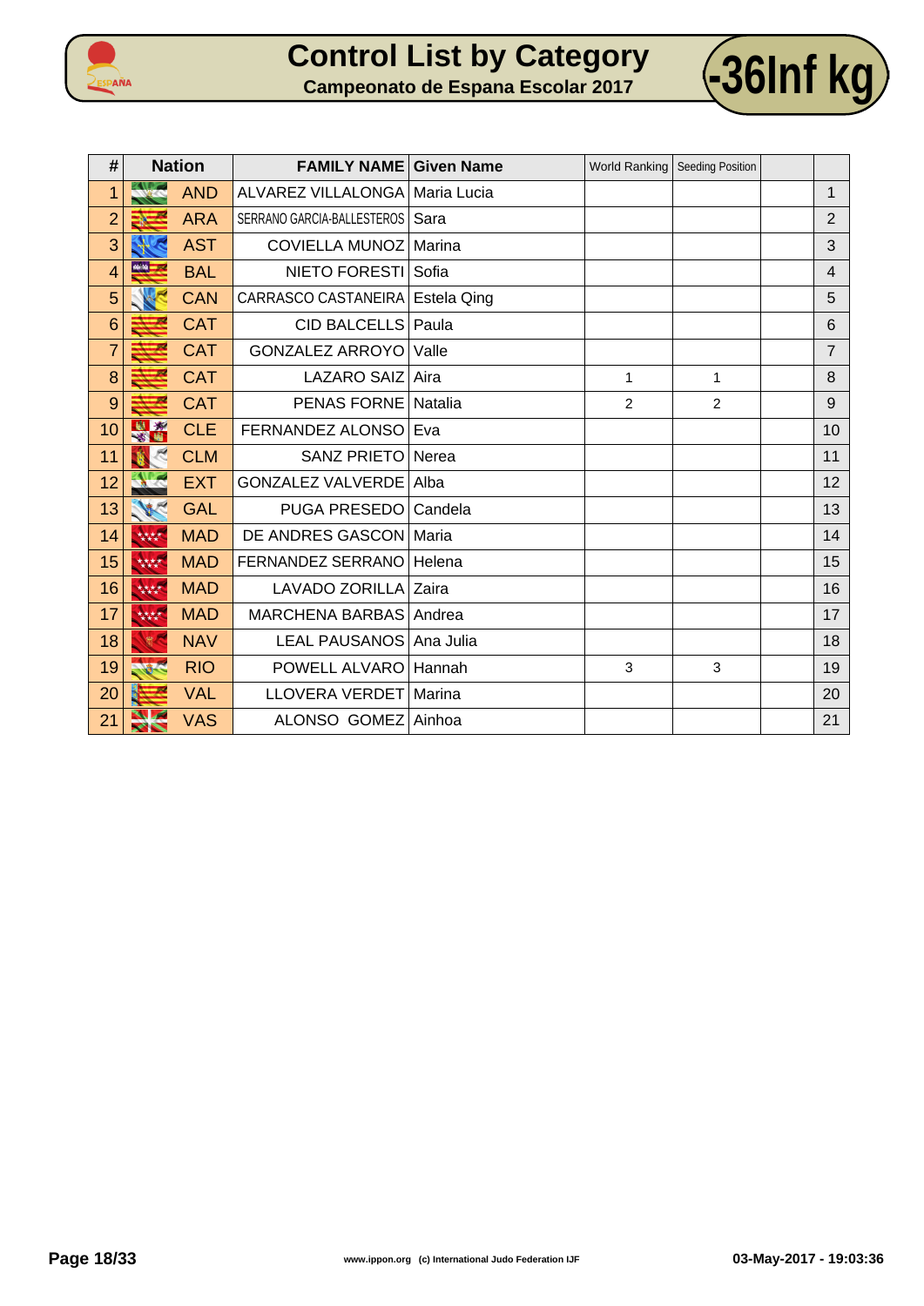# Control List by Category

## Campeonato de Espana Escolar 2017

**-36Inf kg**

| # | Nation | FAMILY NAME | Given Name | World Ranking | Seeding Position | | |
|---|---|---|---|---|---|---|---|
| 1 | AND | ALVAREZ VILLALONGA | Maria Lucia | | | | 1 |
| 2 | ARA | SERRANO GARCIA-BALLESTEROS | Sara | | | | 2 |
| 3 | AST | COVIELLA MUNOZ | Marina | | | | 3 |
| 4 | BAL | NIETO FORESTI | Sofia | | | | 4 |
| 5 | CAN | CARRASCO CASTANEIRA | Estela Qing | | | | 5 |
| 6 | CAT | CID BALCELLS | Paula | | | | 6 |
| 7 | CAT | GONZALEZ ARROYO | Valle | | | | 7 |
| 8 | CAT | LAZARO SAIZ | Aira | 1 | 1 | | 8 |
| 9 | CAT | PENAS FORNE | Natalia | 2 | 2 | | 9 |
| 10 | CLE | FERNANDEZ ALONSO | Eva | | | | 10 |
| 11 | CLM | SANZ PRIETO | Nerea | | | | 11 |
| 12 | EXT | GONZALEZ VALVERDE | Alba | | | | 12 |
| 13 | GAL | PUGA PRESEDO | Candela | | | | 13 |
| 14 | MAD | DE ANDRES GASCON | Maria | | | | 14 |
| 15 | MAD | FERNANDEZ SERRANO | Helena | | | | 15 |
| 16 | MAD | LAVADO ZORILLA | Zaira | | | | 16 |
| 17 | MAD | MARCHENA BARBAS | Andrea | | | | 17 |
| 18 | NAV | LEAL PAUSANOS | Ana Julia | | | | 18 |
| 19 | RIO | POWELL ALVARO | Hannah | 3 | 3 | | 19 |
| 20 | VAL | LLOVERA VERDET | Marina | | | | 20 |
| 21 | VAS | ALONSO GOMEZ | Ainhoa | | | | 21 |

www.ippon.org (c) International Judo Federation IJF

03-May-2017 - 19:03:36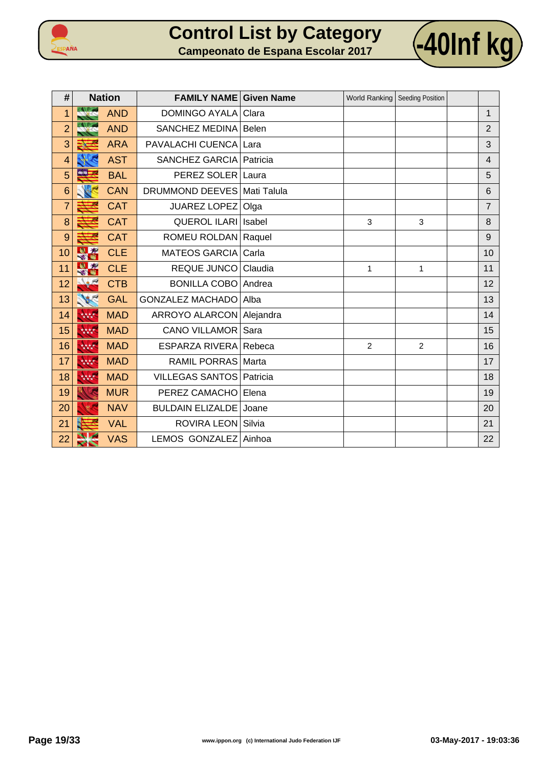# Control List by Category

## Campeonato de Espana Escolar 2017

## -40Inf kg

| # | Nation | FAMILY NAME | Given Name | World Ranking | Seeding Position | | |
|---|---|---|---|---|---|---|---|
| 1 | AND | DOMINGO AYALA | Clara | | | | 1 |
| 2 | AND | SANCHEZ MEDINA | Belen | | | | 2 |
| 3 | ARA | PAVALACHI CUENCA | Lara | | | | 3 |
| 4 | AST | SANCHEZ GARCIA | Patricia | | | | 4 |
| 5 | BAL | PEREZ SOLER | Laura | | | | 5 |
| 6 | CAN | DRUMMOND DEEVES | Mati Talula | | | | 6 |
| 7 | CAT | JUAREZ LOPEZ | Olga | | | | 7 |
| 8 | CAT | QUEROL ILARI | Isabel | 3 | 3 | | 8 |
| 9 | CAT | ROMEU ROLDAN | Raquel | | | | 9 |
| 10 | CLE | MATEOS GARCIA | Carla | | | | 10 |
| 11 | CLE | REQUE JUNCO | Claudia | 1 | 1 | | 11 |
| 12 | CTB | BONILLA COBO | Andrea | | | | 12 |
| 13 | GAL | GONZALEZ MACHADO | Alba | | | | 13 |
| 14 | MAD | ARROYO ALARCON | Alejandra | | | | 14 |
| 15 | MAD | CANO VILLAMOR | Sara | | | | 15 |
| 16 | MAD | ESPARZA RIVERA | Rebeca | 2 | 2 | | 16 |
| 17 | MAD | RAMIL PORRAS | Marta | | | | 17 |
| 18 | MAD | VILLEGAS SANTOS | Patricia | | | | 18 |
| 19 | MUR | PEREZ CAMACHO | Elena | | | | 19 |
| 20 | NAV | BULDAIN ELIZALDE | Joane | | | | 20 |
| 21 | VAL | ROVIRA LEON | Silvia | | | | 21 |
| 22 | VAS | LEMOS GONZALEZ | Ainhoa | | | | 22 |

www.ippon.org (c) International Judo Federation IJF

03-May-2017 - 19:03:36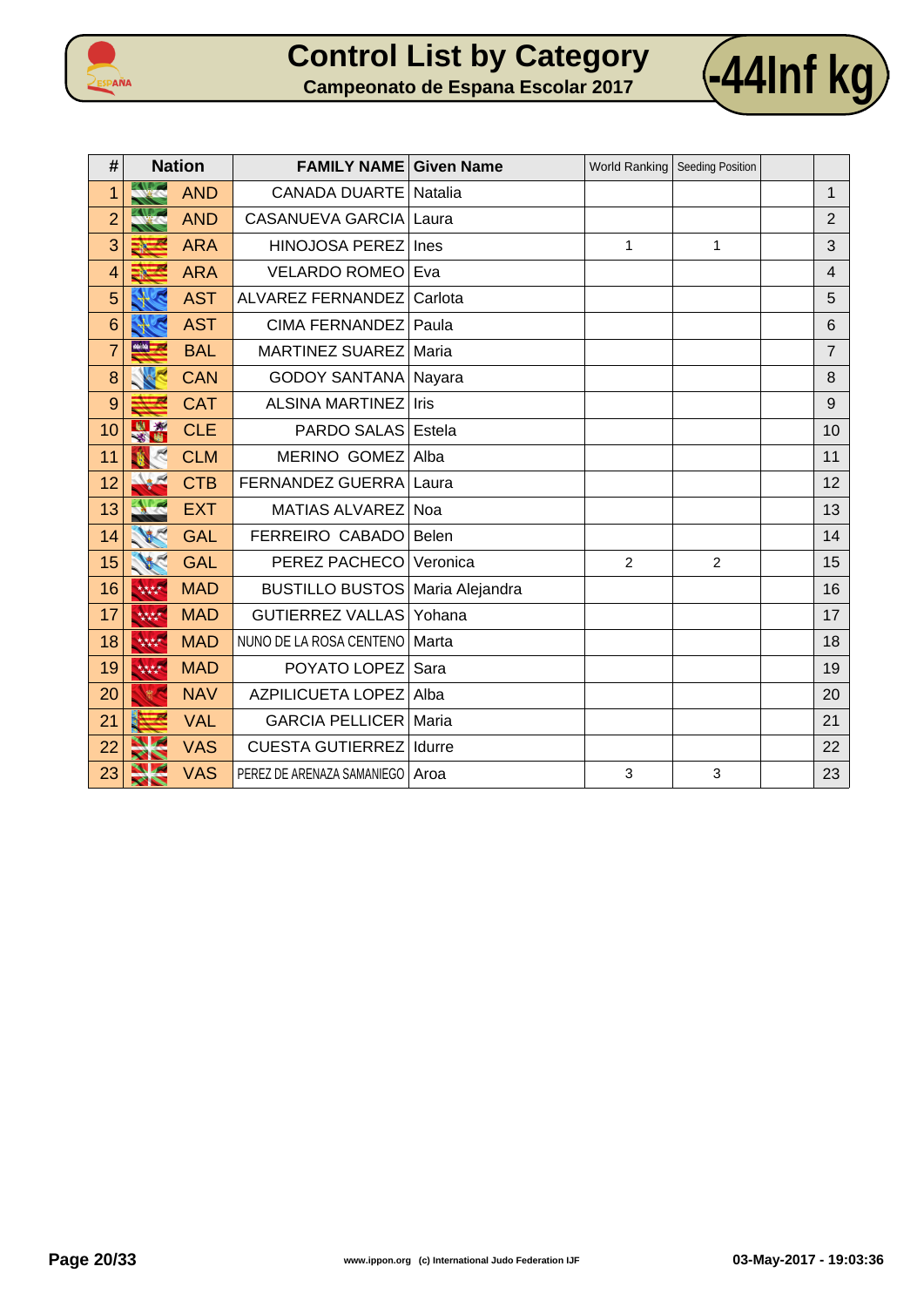# Control List by Category

## Campeonato de Espana Escolar 2017

**-44Inf kg**

| # | Nation | FAMILY NAME | Given Name | World Ranking | Seeding Position | | |
|---|---|---|---|---|---|---|---|
| 1 | AND | CANADA DUARTE | Natalia | | | | 1 |
| 2 | AND | CASANUEVA GARCIA | Laura | | | | 2 |
| 3 | ARA | HINOJOSA PEREZ | Ines | 1 | 1 | | 3 |
| 4 | ARA | VELARDO ROMEO | Eva | | | | 4 |
| 5 | AST | ALVAREZ FERNANDEZ | Carlota | | | | 5 |
| 6 | AST | CIMA FERNANDEZ | Paula | | | | 6 |
| 7 | BAL | MARTINEZ SUAREZ | Maria | | | | 7 |
| 8 | CAN | GODOY SANTANA | Nayara | | | | 8 |
| 9 | CAT | ALSINA MARTINEZ | Iris | | | | 9 |
| 10 | CLE | PARDO SALAS | Estela | | | | 10 |
| 11 | CLM | MERINO GOMEZ | Alba | | | | 11 |
| 12 | CTB | FERNANDEZ GUERRA | Laura | | | | 12 |
| 13 | EXT | MATIAS ALVAREZ | Noa | | | | 13 |
| 14 | GAL | FERREIRO CABADO | Belen | | | | 14 |
| 15 | GAL | PEREZ PACHECO | Veronica | 2 | 2 | | 15 |
| 16 | MAD | BUSTILLO BUSTOS | Maria Alejandra | | | | 16 |
| 17 | MAD | GUTIERREZ VALLAS | Yohana | | | | 17 |
| 18 | MAD | NUNO DE LA ROSA CENTENO | Marta | | | | 18 |
| 19 | MAD | POYATO LOPEZ | Sara | | | | 19 |
| 20 | NAV | AZPILICUETA LOPEZ | Alba | | | | 20 |
| 21 | VAL | GARCIA PELLICER | Maria | | | | 21 |
| 22 | VAS | CUESTA GUTIERREZ | Idurre | | | | 22 |
| 23 | VAS | PEREZ DE ARENAZA SAMANIEGO | Aroa | 3 | 3 | | 23 |

www.ippon.org (c) International Judo Federation IJF

03-May-2017 - 19:03:36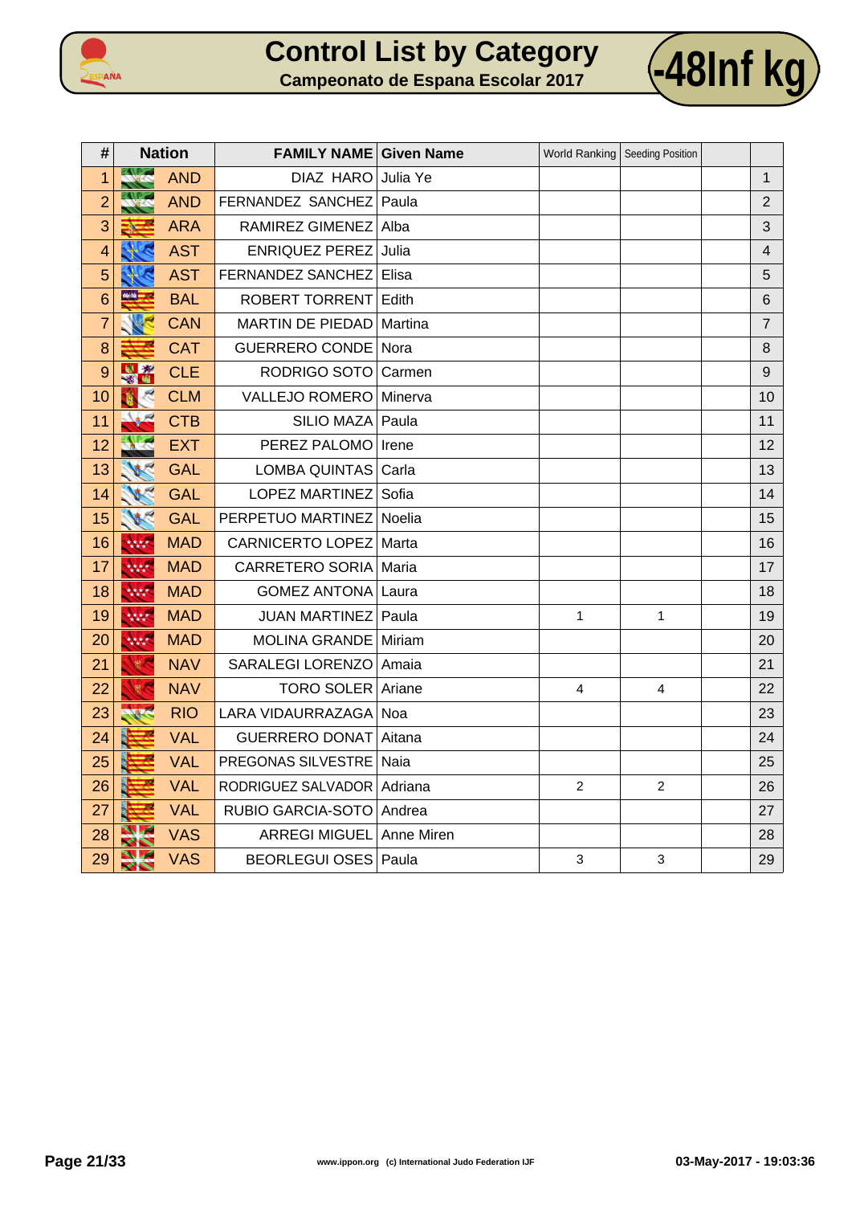# Control List by Category

## Campeonato de Espana Escolar 2017

**-48Inf kg**

| # | Nation | FAMILY NAME | Given Name | World Ranking | Seeding Position | | |
|---|---|---|---|---|---|---|---|
| 1 | AND | DIAZ HARO | Julia Ye | | | | 1 |
| 2 | AND | FERNANDEZ SANCHEZ | Paula | | | | 2 |
| 3 | ARA | RAMIREZ GIMENEZ | Alba | | | | 3 |
| 4 | AST | ENRIQUEZ PEREZ | Julia | | | | 4 |
| 5 | AST | FERNANDEZ SANCHEZ | Elisa | | | | 5 |
| 6 | BAL | ROBERT TORRENT | Edith | | | | 6 |
| 7 | CAN | MARTIN DE PIEDAD | Martina | | | | 7 |
| 8 | CAT | GUERRERO CONDE | Nora | | | | 8 |
| 9 | CLE | RODRIGO SOTO | Carmen | | | | 9 |
| 10 | CLM | VALLEJO ROMERO | Minerva | | | | 10 |
| 11 | CTB | SILIO MAZA | Paula | | | | 11 |
| 12 | EXT | PEREZ PALOMO | Irene | | | | 12 |
| 13 | GAL | LOMBA QUINTAS | Carla | | | | 13 |
| 14 | GAL | LOPEZ MARTINEZ | Sofia | | | | 14 |
| 15 | GAL | PERPETUO MARTINEZ | Noelia | | | | 15 |
| 16 | MAD | CARNICERTO LOPEZ | Marta | | | | 16 |
| 17 | MAD | CARRETERO SORIA | Maria | | | | 17 |
| 18 | MAD | GOMEZ ANTONA | Laura | | | | 18 |
| 19 | MAD | JUAN MARTINEZ | Paula | 1 | 1 | | 19 |
| 20 | MAD | MOLINA GRANDE | Miriam | | | | 20 |
| 21 | NAV | SARALEGI LORENZO | Amaia | | | | 21 |
| 22 | NAV | TORO SOLER | Ariane | 4 | 4 | | 22 |
| 23 | RIO | LARA VIDAURRAZAGA | Noa | | | | 23 |
| 24 | VAL | GUERRERO DONAT | Aitana | | | | 24 |
| 25 | VAL | PREGONAS SILVESTRE | Naia | | | | 25 |
| 26 | VAL | RODRIGUEZ SALVADOR | Adriana | 2 | 2 | | 26 |
| 27 | VAL | RUBIO GARCIA-SOTO | Andrea | | | | 27 |
| 28 | VAS | ARREGI MIGUEL | Anne Miren | | | | 28 |
| 29 | VAS | BEORLEGUI OSES | Paula | 3 | 3 | | 29 |

www.ippon.org (c) International Judo Federation IJF

03-May-2017 - 19:03:36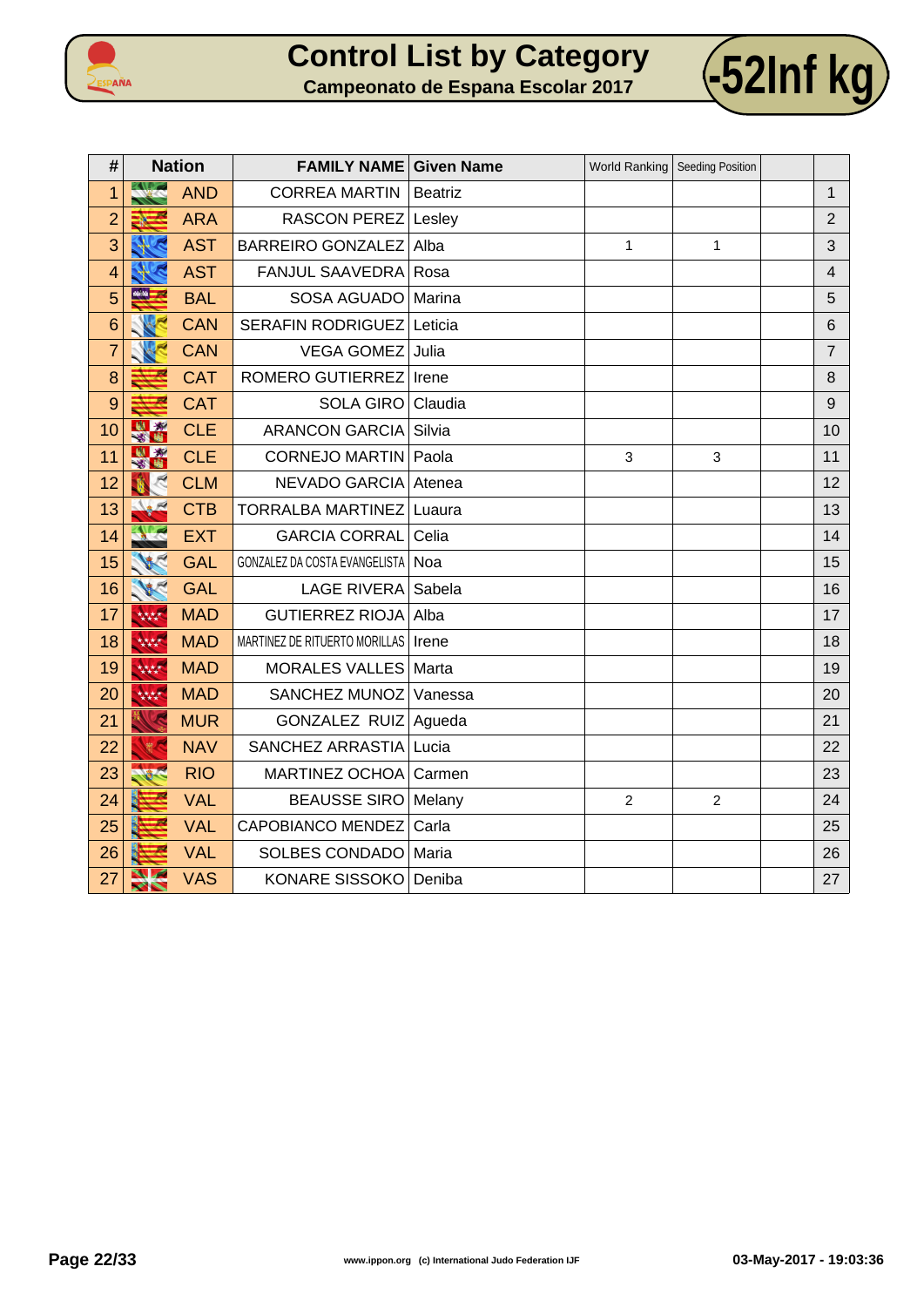# Control List by Category

## Campeonato de Espana Escolar 2017

**-52Inf kg**

| # | Nation | FAMILY NAME | Given Name | World Ranking | Seeding Position | | |
|---|---|---|---|---|---|---|---|
| 1 | AND | CORREA MARTIN | Beatriz | | | | 1 |
| 2 | ARA | RASCON PEREZ | Lesley | | | | 2 |
| 3 | AST | BARREIRO GONZALEZ | Alba | 1 | 1 | | 3 |
| 4 | AST | FANJUL SAAVEDRA | Rosa | | | | 4 |
| 5 | BAL | SOSA AGUADO | Marina | | | | 5 |
| 6 | CAN | SERAFIN RODRIGUEZ | Leticia | | | | 6 |
| 7 | CAN | VEGA GOMEZ | Julia | | | | 7 |
| 8 | CAT | ROMERO GUTIERREZ | Irene | | | | 8 |
| 9 | CAT | SOLA GIRO | Claudia | | | | 9 |
| 10 | CLE | ARANCON GARCIA | Silvia | | | | 10 |
| 11 | CLE | CORNEJO MARTIN | Paola | 3 | 3 | | 11 |
| 12 | CLM | NEVADO GARCIA | Atenea | | | | 12 |
| 13 | CTB | TORRALBA MARTINEZ | Luaura | | | | 13 |
| 14 | EXT | GARCIA CORRAL | Celia | | | | 14 |
| 15 | GAL | GONZALEZ DA COSTA EVANGELISTA | Noa | | | | 15 |
| 16 | GAL | LAGE RIVERA | Sabela | | | | 16 |
| 17 | MAD | GUTIERREZ RIOJA | Alba | | | | 17 |
| 18 | MAD | MARTINEZ DE RITUERTO MORILLAS | Irene | | | | 18 |
| 19 | MAD | MORALES VALLES | Marta | | | | 19 |
| 20 | MAD | SANCHEZ MUNOZ | Vanessa | | | | 20 |
| 21 | MUR | GONZALEZ RUIZ | Agueda | | | | 21 |
| 22 | NAV | SANCHEZ ARRASTIA | Lucia | | | | 22 |
| 23 | RIO | MARTINEZ OCHOA | Carmen | | | | 23 |
| 24 | VAL | BEAUSSE SIRO | Melany | 2 | 2 | | 24 |
| 25 | VAL | CAPOBIANCO MENDEZ | Carla | | | | 25 |
| 26 | VAL | SOLBES CONDADO | Maria | | | | 26 |
| 27 | VAS | KONARE SISSOKO | Deniba | | | | 27 |

www.ippon.org (c) International Judo Federation IJF

03-May-2017 - 19:03:36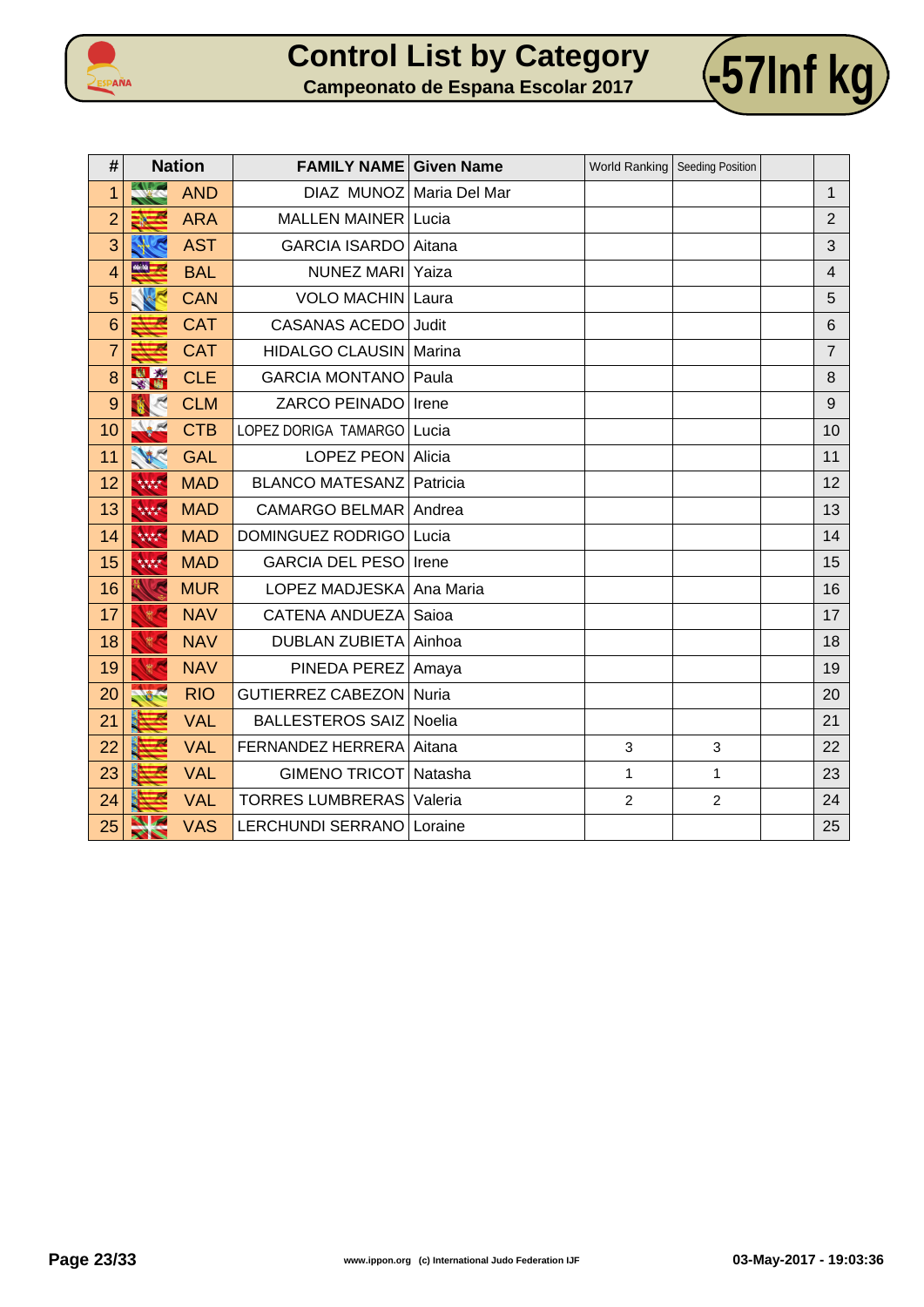# Control List by Category

## Campeonato de Espana Escolar 2017

**-57Inf kg**

| # | Nation | FAMILY NAME | Given Name | World Ranking | Seeding Position | | |
|---|---|---|---|---|---|---|---|
| 1 | AND | DIAZ MUNOZ | Maria Del Mar | | | | 1 |
| 2 | ARA | MALLEN MAINER | Lucia | | | | 2 |
| 3 | AST | GARCIA ISARDO | Aitana | | | | 3 |
| 4 | BAL | NUNEZ MARI | Yaiza | | | | 4 |
| 5 | CAN | VOLO MACHIN | Laura | | | | 5 |
| 6 | CAT | CASANAS ACEDO | Judit | | | | 6 |
| 7 | CAT | HIDALGO CLAUSIN | Marina | | | | 7 |
| 8 | CLE | GARCIA MONTANO | Paula | | | | 8 |
| 9 | CLM | ZARCO PEINADO | Irene | | | | 9 |
| 10 | CTB | LOPEZ DORIGA TAMARGO | Lucia | | | | 10 |
| 11 | GAL | LOPEZ PEON | Alicia | | | | 11 |
| 12 | MAD | BLANCO MATESANZ | Patricia | | | | 12 |
| 13 | MAD | CAMARGO BELMAR | Andrea | | | | 13 |
| 14 | MAD | DOMINGUEZ RODRIGO | Lucia | | | | 14 |
| 15 | MAD | GARCIA DEL PESO | Irene | | | | 15 |
| 16 | MUR | LOPEZ MADJESKA | Ana Maria | | | | 16 |
| 17 | NAV | CATENA ANDUEZA | Saioa | | | | 17 |
| 18 | NAV | DUBLAN ZUBIETA | Ainhoa | | | | 18 |
| 19 | NAV | PINEDA PEREZ | Amaya | | | | 19 |
| 20 | RIO | GUTIERREZ CABEZON | Nuria | | | | 20 |
| 21 | VAL | BALLESTEROS SAIZ | Noelia | | | | 21 |
| 22 | VAL | FERNANDEZ HERRERA | Aitana | 3 | 3 | | 22 |
| 23 | VAL | GIMENO TRICOT | Natasha | 1 | 1 | | 23 |
| 24 | VAL | TORRES LUMBRERAS | Valeria | 2 | 2 | | 24 |
| 25 | VAS | LERCHUNDI SERRANO | Loraine | | | | 25 |

www.ippon.org (c) International Judo Federation IJF

03-May-2017 - 19:03:36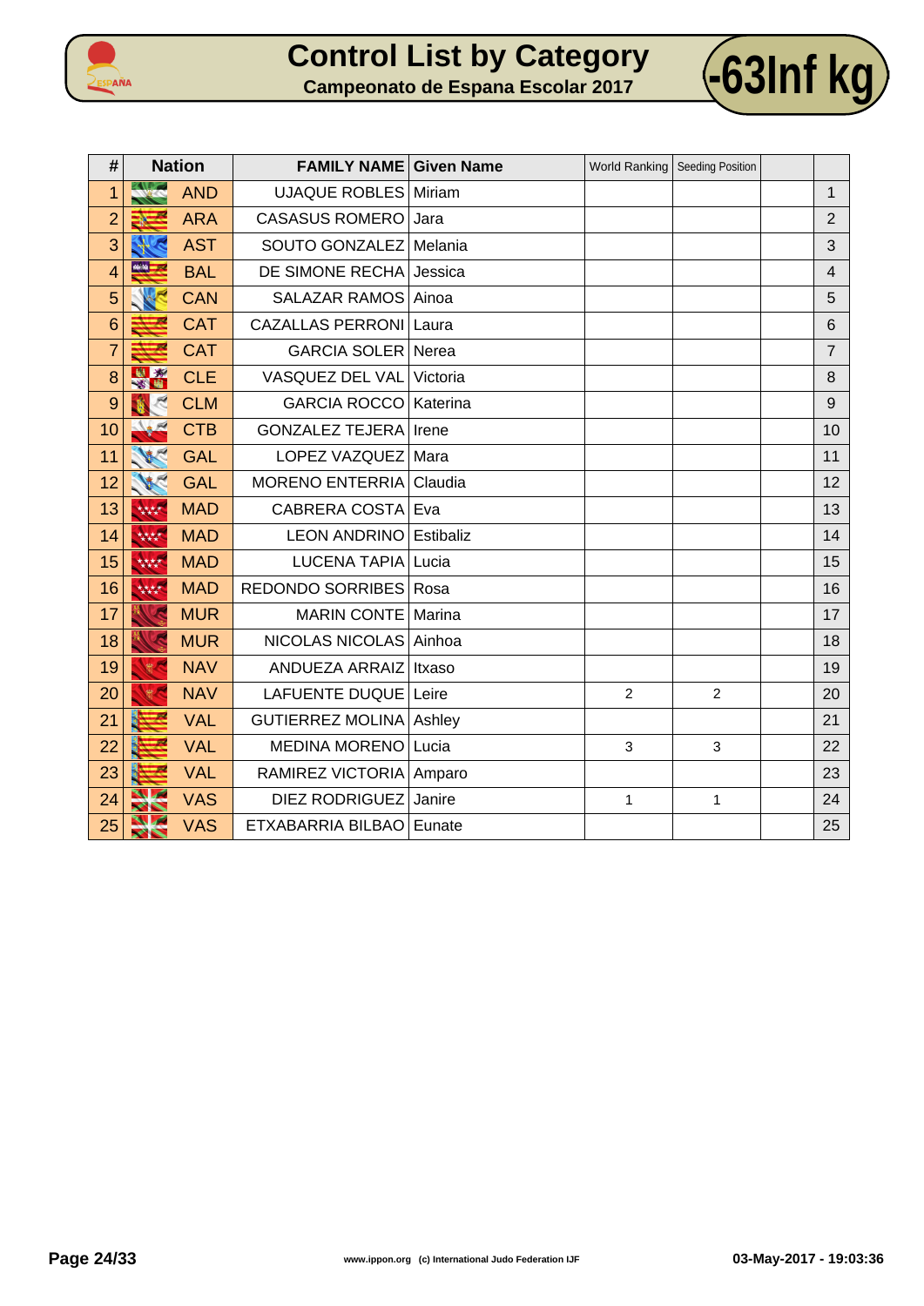# Control List by Category

## Campeonato de Espana Escolar 2017

## -63lnf kg

| # | Nation | FAMILY NAME | Given Name | World Ranking | Seeding Position | | |
|---|---|---|---|---|---|---|---|
| 1 | AND | UJAQUE ROBLES | Miriam | | | | 1 |
| 2 | ARA | CASASUS ROMERO | Jara | | | | 2 |
| 3 | AST | SOUTO GONZALEZ | Melania | | | | 3 |
| 4 | BAL | DE SIMONE RECHA | Jessica | | | | 4 |
| 5 | CAN | SALAZAR RAMOS | Ainoa | | | | 5 |
| 6 | CAT | CAZALLAS PERRONI | Laura | | | | 6 |
| 7 | CAT | GARCIA SOLER | Nerea | | | | 7 |
| 8 | CLE | VASQUEZ DEL VAL | Victoria | | | | 8 |
| 9 | CLM | GARCIA ROCCO | Katerina | | | | 9 |
| 10 | CTB | GONZALEZ TEJERA | Irene | | | | 10 |
| 11 | GAL | LOPEZ VAZQUEZ | Mara | | | | 11 |
| 12 | GAL | MORENO ENTERRIA | Claudia | | | | 12 |
| 13 | MAD | CABRERA COSTA | Eva | | | | 13 |
| 14 | MAD | LEON ANDRINO | Estibaliz | | | | 14 |
| 15 | MAD | LUCENA TAPIA | Lucia | | | | 15 |
| 16 | MAD | REDONDO SORRIBES | Rosa | | | | 16 |
| 17 | MUR | MARIN CONTE | Marina | | | | 17 |
| 18 | MUR | NICOLAS NICOLAS | Ainhoa | | | | 18 |
| 19 | NAV | ANDUEZA ARRAIZ | Itxaso | | | | 19 |
| 20 | NAV | LAFUENTE DUQUE | Leire | 2 | 2 | | 20 |
| 21 | VAL | GUTIERREZ MOLINA | Ashley | | | | 21 |
| 22 | VAL | MEDINA MORENO | Lucia | 3 | 3 | | 22 |
| 23 | VAL | RAMIREZ VICTORIA | Amparo | | | | 23 |
| 24 | VAS | DIEZ RODRIGUEZ | Janire | 1 | 1 | | 24 |
| 25 | VAS | ETXABARRIA BILBAO | Eunate | | | | 25 |

www.ippon.org (c) International Judo Federation IJF

03-May-2017 - 19:03:36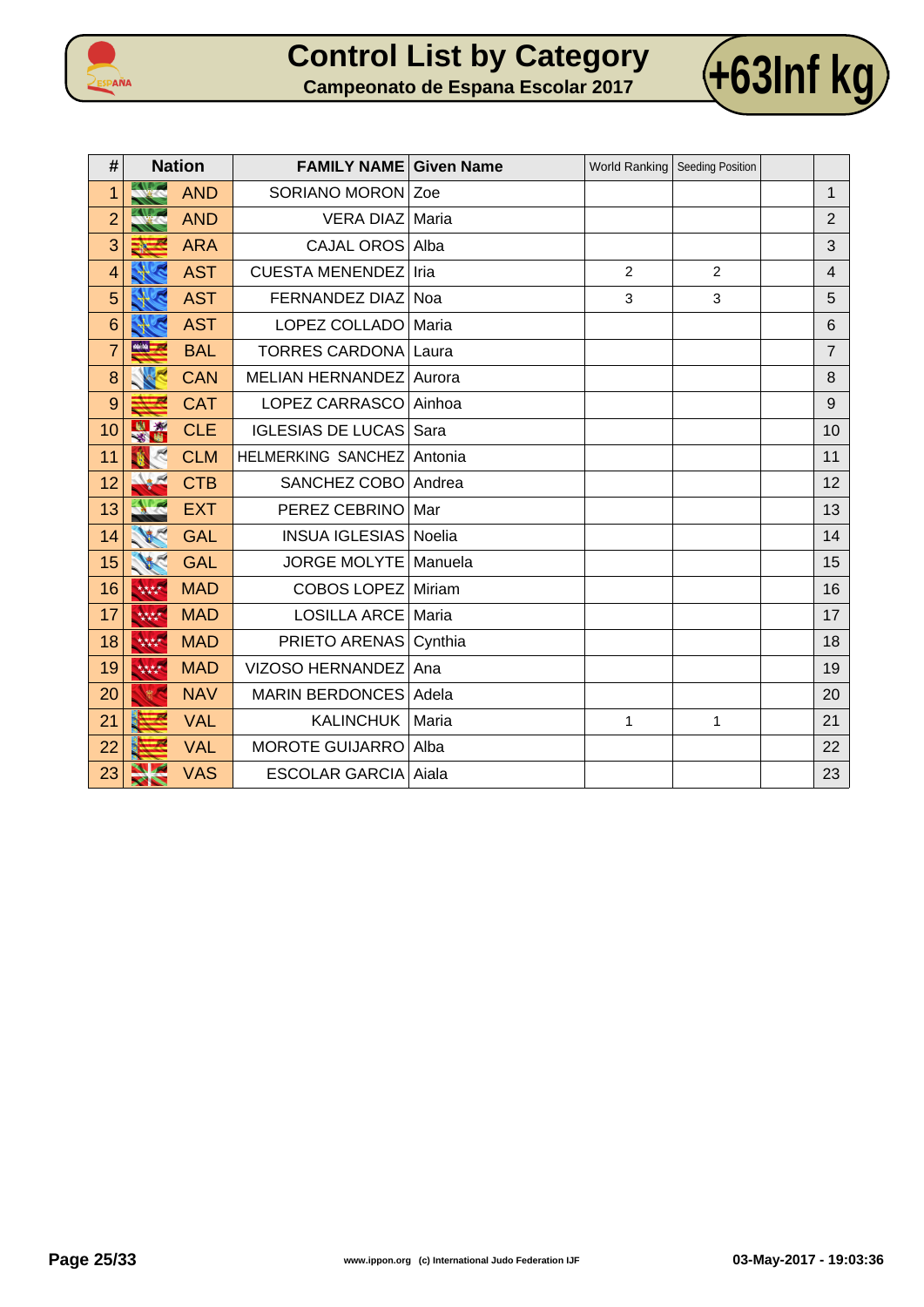# Control List by Category

## Campeonato de Espana Escolar 2017

# +63Inf kg

| # | Nation | FAMILY NAME | Given Name | World Ranking | Seeding Position | | |
|---|---|---|---|---|---|---|---|
| 1 | AND | SORIANO MORON | Zoe | | | | 1 |
| 2 | AND | VERA DIAZ | Maria | | | | 2 |
| 3 | ARA | CAJAL OROS | Alba | | | | 3 |
| 4 | AST | CUESTA MENENDEZ | Iria | 2 | 2 | | 4 |
| 5 | AST | FERNANDEZ DIAZ | Noa | 3 | 3 | | 5 |
| 6 | AST | LOPEZ COLLADO | Maria | | | | 6 |
| 7 | BAL | TORRES CARDONA | Laura | | | | 7 |
| 8 | CAN | MELIAN HERNANDEZ | Aurora | | | | 8 |
| 9 | CAT | LOPEZ CARRASCO | Ainhoa | | | | 9 |
| 10 | CLE | IGLESIAS DE LUCAS | Sara | | | | 10 |
| 11 | CLM | HELMERKING SANCHEZ | Antonia | | | | 11 |
| 12 | CTB | SANCHEZ COBO | Andrea | | | | 12 |
| 13 | EXT | PEREZ CEBRINO | Mar | | | | 13 |
| 14 | GAL | INSUA IGLESIAS | Noelia | | | | 14 |
| 15 | GAL | JORGE MOLYTE | Manuela | | | | 15 |
| 16 | MAD | COBOS LOPEZ | Miriam | | | | 16 |
| 17 | MAD | LOSILLA ARCE | Maria | | | | 17 |
| 18 | MAD | PRIETO ARENAS | Cynthia | | | | 18 |
| 19 | MAD | VIZOSO HERNANDEZ | Ana | | | | 19 |
| 20 | NAV | MARIN BERDONCES | Adela | | | | 20 |
| 21 | VAL | KALINCHUK | Maria | 1 | 1 | | 21 |
| 22 | VAL | MOROTE GUIJARRO | Alba | | | | 22 |
| 23 | VAS | ESCOLAR GARCIA | Aiala | | | | 23 |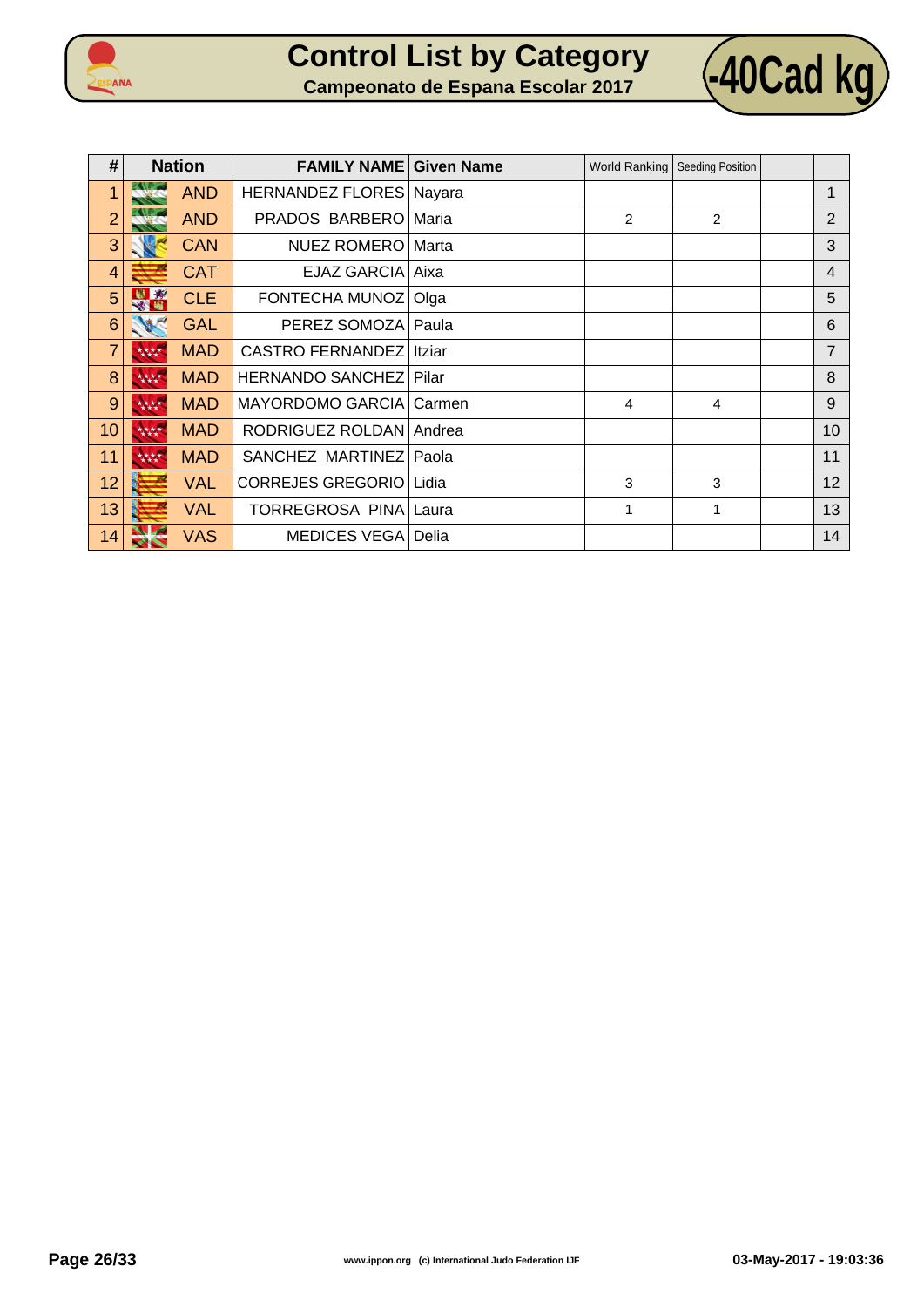# Control List by Category

## Campeonato de Espana Escolar 2017

**-40Cad kg**

| # | Nation | FAMILY NAME | Given Name | World Ranking | Seeding Position | | |
|---|---|---|---|---|---|---|---|
| 1 | AND | HERNANDEZ FLORES | Nayara | | | | 1 |
| 2 | AND | PRADOS BARBERO | Maria | 2 | 2 | | 2 |
| 3 | CAN | NUEZ ROMERO | Marta | | | | 3 |
| 4 | CAT | EJAZ GARCIA | Aixa | | | | 4 |
| 5 | CLE | FONTECHA MUNOZ | Olga | | | | 5 |
| 6 | GAL | PEREZ SOMOZA | Paula | | | | 6 |
| 7 | MAD | CASTRO FERNANDEZ | Itziar | | | | 7 |
| 8 | MAD | HERNANDO SANCHEZ | Pilar | | | | 8 |
| 9 | MAD | MAYORDOMO GARCIA | Carmen | 4 | 4 | | 9 |
| 10 | MAD | RODRIGUEZ ROLDAN | Andrea | | | | 10 |
| 11 | MAD | SANCHEZ MARTINEZ | Paola | | | | 11 |
| 12 | VAL | CORREJES GREGORIO | Lidia | 3 | 3 | | 12 |
| 13 | VAL | TORREGROSA PINA | Laura | 1 | 1 | | 13 |
| 14 | VAS | MEDICES VEGA | Delia | | | | 14 |

www.ippon.org (c) International Judo Federation IJF

03-May-2017 - 19:03:36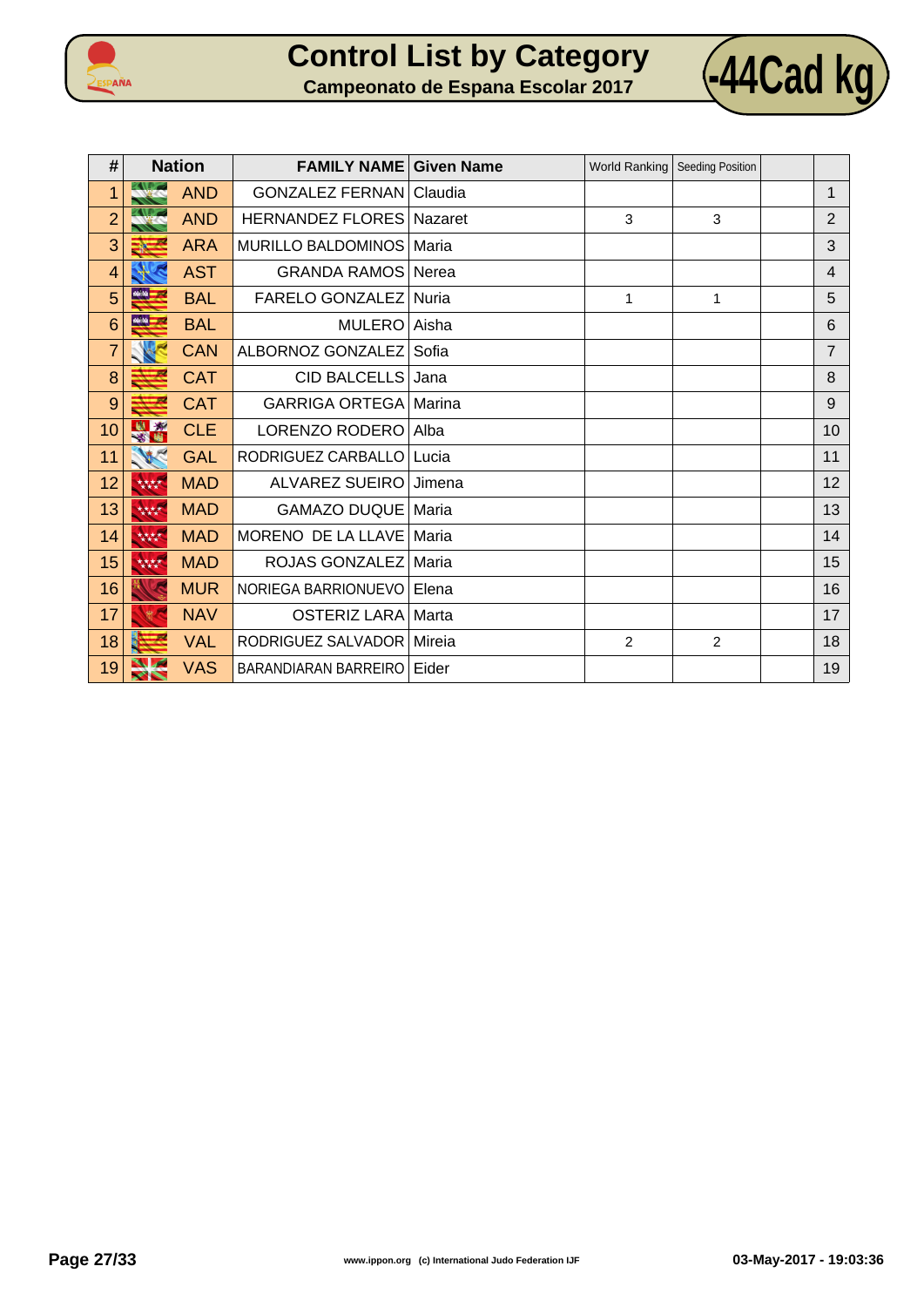# Control List by Category

## Campeonato de Espana Escolar 2017

## -44Cad kg

| # | Nation | FAMILY NAME | Given Name | World Ranking | Seeding Position | | |
|---|---|---|---|---|---|---|---|
| 1 | AND | GONZALEZ FERNAN | Claudia | | | | 1 |
| 2 | AND | HERNANDEZ FLORES | Nazaret | 3 | 3 | | 2 |
| 3 | ARA | MURILLO BALDOMINOS | Maria | | | | 3 |
| 4 | AST | GRANDA RAMOS | Nerea | | | | 4 |
| 5 | BAL | FARELO GONZALEZ | Nuria | 1 | 1 | | 5 |
| 6 | BAL | MULERO | Aisha | | | | 6 |
| 7 | CAN | ALBORNOZ GONZALEZ | Sofia | | | | 7 |
| 8 | CAT | CID BALCELLS | Jana | | | | 8 |
| 9 | CAT | GARRIGA ORTEGA | Marina | | | | 9 |
| 10 | CLE | LORENZO RODERO | Alba | | | | 10 |
| 11 | GAL | RODRIGUEZ CARBALLO | Lucia | | | | 11 |
| 12 | MAD | ALVAREZ SUEIRO | Jimena | | | | 12 |
| 13 | MAD | GAMAZO DUQUE | Maria | | | | 13 |
| 14 | MAD | MORENO DE LA LLAVE | Maria | | | | 14 |
| 15 | MAD | ROJAS GONZALEZ | Maria | | | | 15 |
| 16 | MUR | NORIEGA BARRIONUEVO | Elena | | | | 16 |
| 17 | NAV | OSTERIZ LARA | Marta | | | | 17 |
| 18 | VAL | RODRIGUEZ SALVADOR | Mireia | 2 | 2 | | 18 |
| 19 | VAS | BARANDIARAN BARREIRO | Eider | | | | 19 |

www.ippon.org (c) International Judo Federation IJF

03-May-2017 - 19:03:36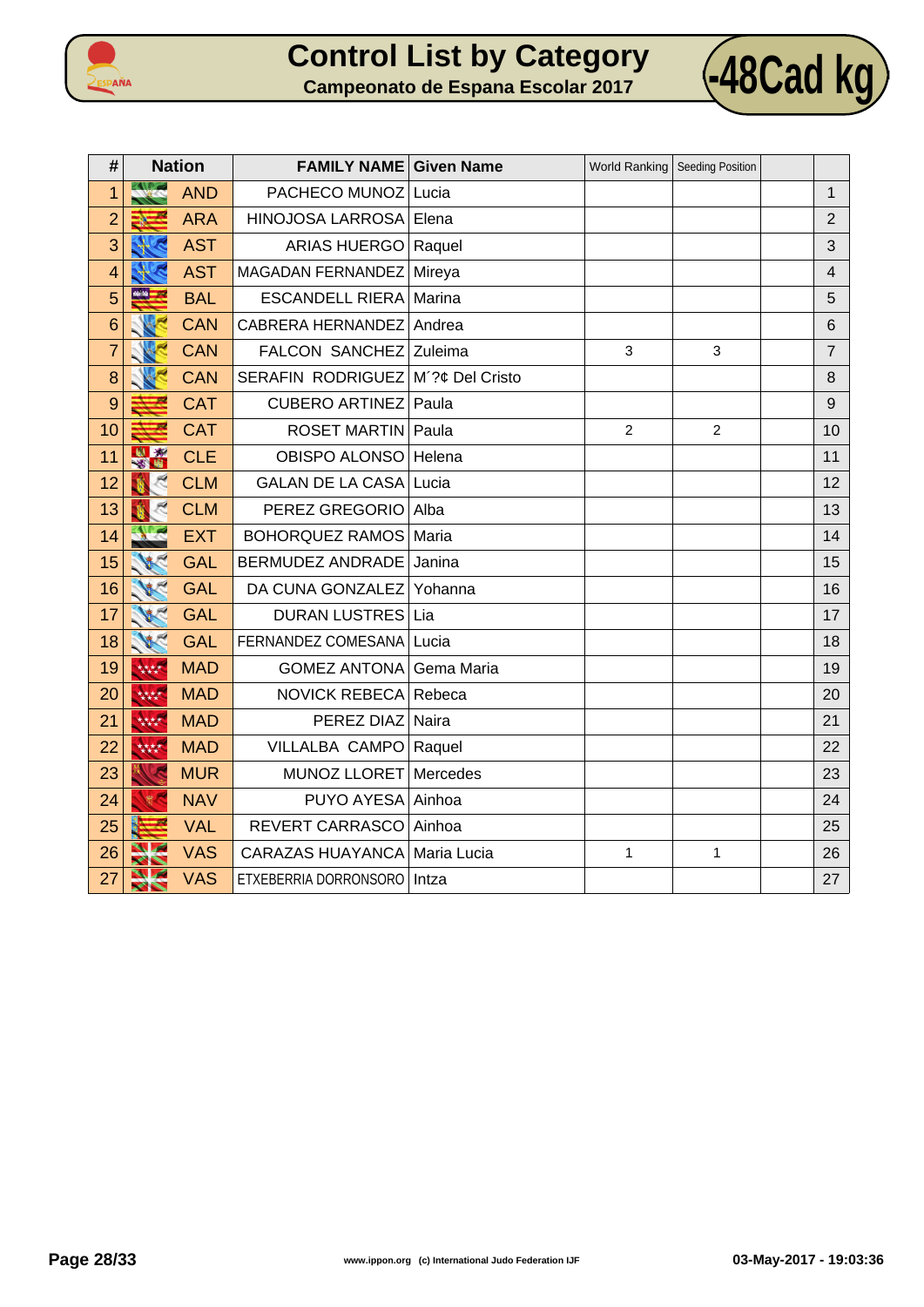# Control List by Category

## Campeonato de Espana Escolar 2017

## -48Cad kg

| # | Nation | FAMILY NAME | Given Name | World Ranking | Seeding Position | | |
|---|---|---|---|---|---|---|---|
| 1 | AND | PACHECO MUNOZ | Lucia | | | | 1 |
| 2 | ARA | HINOJOSA LARROSA | Elena | | | | 2 |
| 3 | AST | ARIAS HUERGO | Raquel | | | | 3 |
| 4 | AST | MAGADAN FERNANDEZ | Mireya | | | | 4 |
| 5 | BAL | ESCANDELL RIERA | Marina | | | | 5 |
| 6 | CAN | CABRERA HERNANDEZ | Andrea | | | | 6 |
| 7 | CAN | FALCON SANCHEZ | Zuleima | 3 | 3 | | 7 |
| 8 | CAN | SERAFIN RODRIGUEZ | M´?¢ Del Cristo | | | | 8 |
| 9 | CAT | CUBERO ARTINEZ | Paula | | | | 9 |
| 10 | CAT | ROSET MARTIN | Paula | 2 | 2 | | 10 |
| 11 | CLE | OBISPO ALONSO | Helena | | | | 11 |
| 12 | CLM | GALAN DE LA CASA | Lucia | | | | 12 |
| 13 | CLM | PEREZ GREGORIO | Alba | | | | 13 |
| 14 | EXT | BOHORQUEZ RAMOS | Maria | | | | 14 |
| 15 | GAL | BERMUDEZ ANDRADE | Janina | | | | 15 |
| 16 | GAL | DA CUNA GONZALEZ | Yohanna | | | | 16 |
| 17 | GAL | DURAN LUSTRES | Lia | | | | 17 |
| 18 | GAL | FERNANDEZ COMESANA | Lucia | | | | 18 |
| 19 | MAD | GOMEZ ANTONA | Gema Maria | | | | 19 |
| 20 | MAD | NOVICK REBECA | Rebeca | | | | 20 |
| 21 | MAD | PEREZ DIAZ | Naira | | | | 21 |
| 22 | MAD | VILLALBA CAMPO | Raquel | | | | 22 |
| 23 | MUR | MUNOZ LLORET | Mercedes | | | | 23 |
| 24 | NAV | PUYO AYESA | Ainhoa | | | | 24 |
| 25 | VAL | REVERT CARRASCO | Ainhoa | | | | 25 |
| 26 | VAS | CARAZAS HUAYANCA | Maria Lucia | 1 | 1 | | 26 |
| 27 | VAS | ETXEBERRIA DORRONSORO | Intza | | | | 27 |

www.ippon.org (c) International Judo Federation IJF

03-May-2017 - 19:03:36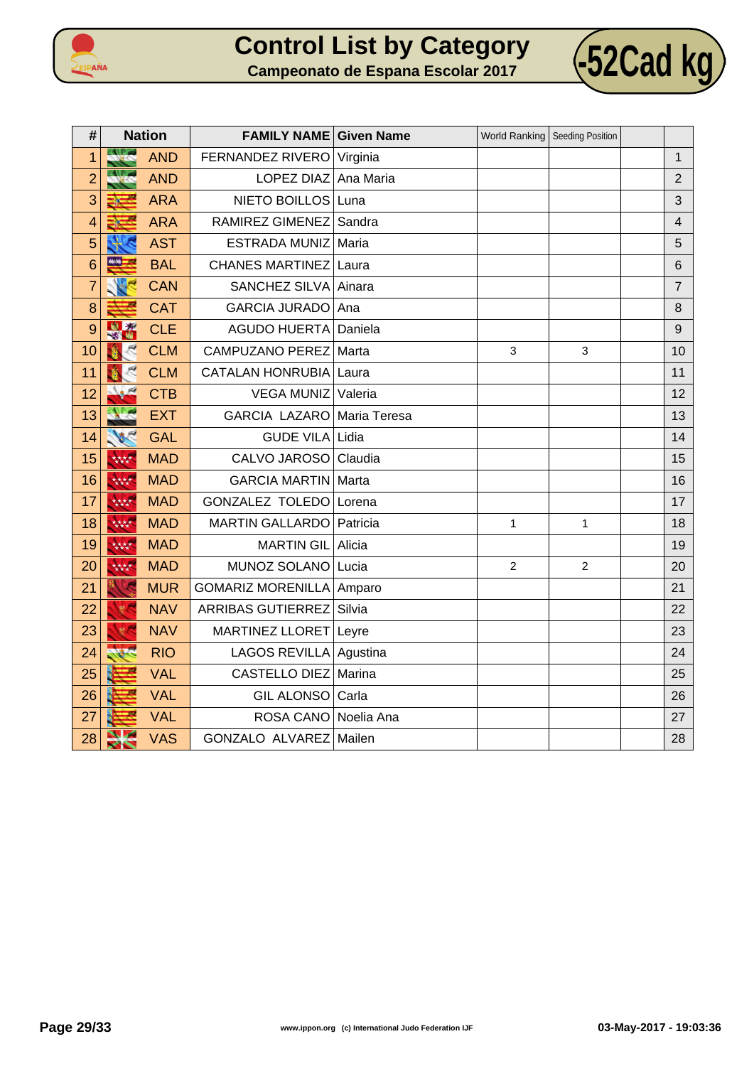# Control List by Category

## Campeonato de Espana Escolar 2017

**-52Cad kg**

| # | Nation | FAMILY NAME | Given Name | World Ranking | Seeding Position | | |
|---|---|---|---|---|---|---|---|
| 1 | AND | FERNANDEZ RIVERO | Virginia | | | | 1 |
| 2 | AND | LOPEZ DIAZ | Ana Maria | | | | 2 |
| 3 | ARA | NIETO BOILLOS | Luna | | | | 3 |
| 4 | ARA | RAMIREZ GIMENEZ | Sandra | | | | 4 |
| 5 | AST | ESTRADA MUNIZ | Maria | | | | 5 |
| 6 | BAL | CHANES MARTINEZ | Laura | | | | 6 |
| 7 | CAN | SANCHEZ SILVA | Ainara | | | | 7 |
| 8 | CAT | GARCIA JURADO | Ana | | | | 8 |
| 9 | CLE | AGUDO HUERTA | Daniela | | | | 9 |
| 10 | CLM | CAMPUZANO PEREZ | Marta | 3 | 3 | | 10 |
| 11 | CLM | CATALAN HONRUBIA | Laura | | | | 11 |
| 12 | CTB | VEGA MUNIZ | Valeria | | | | 12 |
| 13 | EXT | GARCIA LAZARO | Maria Teresa | | | | 13 |
| 14 | GAL | GUDE VILA | Lidia | | | | 14 |
| 15 | MAD | CALVO JAROSO | Claudia | | | | 15 |
| 16 | MAD | GARCIA MARTIN | Marta | | | | 16 |
| 17 | MAD | GONZALEZ TOLEDO | Lorena | | | | 17 |
| 18 | MAD | MARTIN GALLARDO | Patricia | 1 | 1 | | 18 |
| 19 | MAD | MARTIN GIL | Alicia | | | | 19 |
| 20 | MAD | MUNOZ SOLANO | Lucia | 2 | 2 | | 20 |
| 21 | MUR | GOMARIZ MORENILLA | Amparo | | | | 21 |
| 22 | NAV | ARRIBAS GUTIERREZ | Silvia | | | | 22 |
| 23 | NAV | MARTINEZ LLORET | Leyre | | | | 23 |
| 24 | RIO | LAGOS REVILLA | Agustina | | | | 24 |
| 25 | VAL | CASTELLO DIEZ | Marina | | | | 25 |
| 26 | VAL | GIL ALONSO | Carla | | | | 26 |
| 27 | VAL | ROSA CANO | Noelia Ana | | | | 27 |
| 28 | VAS | GONZALO ALVAREZ | Mailen | | | | 28 |

www.ippon.org (c) International Judo Federation IJF

03-May-2017 - 19:03:36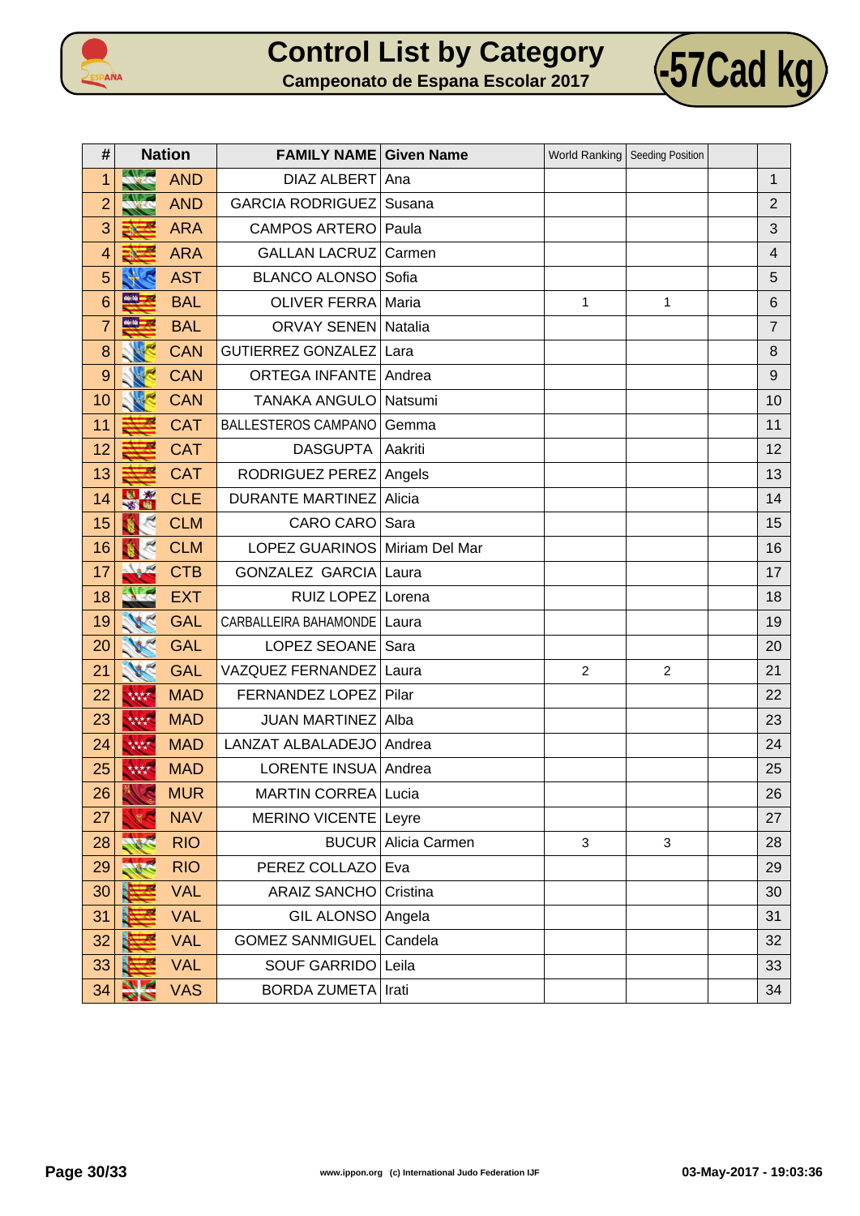# Control List by Category

## Campeonato de Espana Escolar 2017

**-57Cad kg**

| # | Nation | FAMILY NAME | Given Name | World Ranking | Seeding Position | | |
|---|---|---|---|---|---|---|---|
| 1 | AND | DIAZ ALBERT | Ana | | | | 1 |
| 2 | AND | GARCIA RODRIGUEZ | Susana | | | | 2 |
| 3 | ARA | CAMPOS ARTERO | Paula | | | | 3 |
| 4 | ARA | GALLAN LACRUZ | Carmen | | | | 4 |
| 5 | AST | BLANCO ALONSO | Sofia | | | | 5 |
| 6 | BAL | OLIVER FERRA | Maria | 1 | 1 | | 6 |
| 7 | BAL | ORVAY SENEN | Natalia | | | | 7 |
| 8 | CAN | GUTIERREZ GONZALEZ | Lara | | | | 8 |
| 9 | CAN | ORTEGA INFANTE | Andrea | | | | 9 |
| 10 | CAN | TANAKA ANGULO | Natsumi | | | | 10 |
| 11 | CAT | BALLESTEROS CAMPANO | Gemma | | | | 11 |
| 12 | CAT | DASGUPTA | Aakriti | | | | 12 |
| 13 | CAT | RODRIGUEZ PEREZ | Angels | | | | 13 |
| 14 | CLE | DURANTE MARTINEZ | Alicia | | | | 14 |
| 15 | CLM | CARO CARO | Sara | | | | 15 |
| 16 | CLM | LOPEZ GUARINOS | Miriam Del Mar | | | | 16 |
| 17 | CTB | GONZALEZ GARCIA | Laura | | | | 17 |
| 18 | EXT | RUIZ LOPEZ | Lorena | | | | 18 |
| 19 | GAL | CARBALLEIRA BAHAMONDE | Laura | | | | 19 |
| 20 | GAL | LOPEZ SEOANE | Sara | | | | 20 |
| 21 | GAL | VAZQUEZ FERNANDEZ | Laura | 2 | 2 | | 21 |
| 22 | MAD | FERNANDEZ LOPEZ | Pilar | | | | 22 |
| 23 | MAD | JUAN MARTINEZ | Alba | | | | 23 |
| 24 | MAD | LANZAT ALBALADEJO | Andrea | | | | 24 |
| 25 | MAD | LORENTE INSUA | Andrea | | | | 25 |
| 26 | MUR | MARTIN CORREA | Lucia | | | | 26 |
| 27 | NAV | MERINO VICENTE | Leyre | | | | 27 |
| 28 | RIO | BUCUR | Alicia Carmen | 3 | 3 | | 28 |
| 29 | RIO | PEREZ COLLAZO | Eva | | | | 29 |
| 30 | VAL | ARAIZ SANCHO | Cristina | | | | 30 |
| 31 | VAL | GIL ALONSO | Angela | | | | 31 |
| 32 | VAL | GOMEZ SANMIGUEL | Candela | | | | 32 |
| 33 | VAL | SOUF GARRIDO | Leila | | | | 33 |
| 34 | VAS | BORDA ZUMETA | Irati | | | | 34 |

www.ippon.org (c) International Judo Federation IJF

03-May-2017 - 19:03:36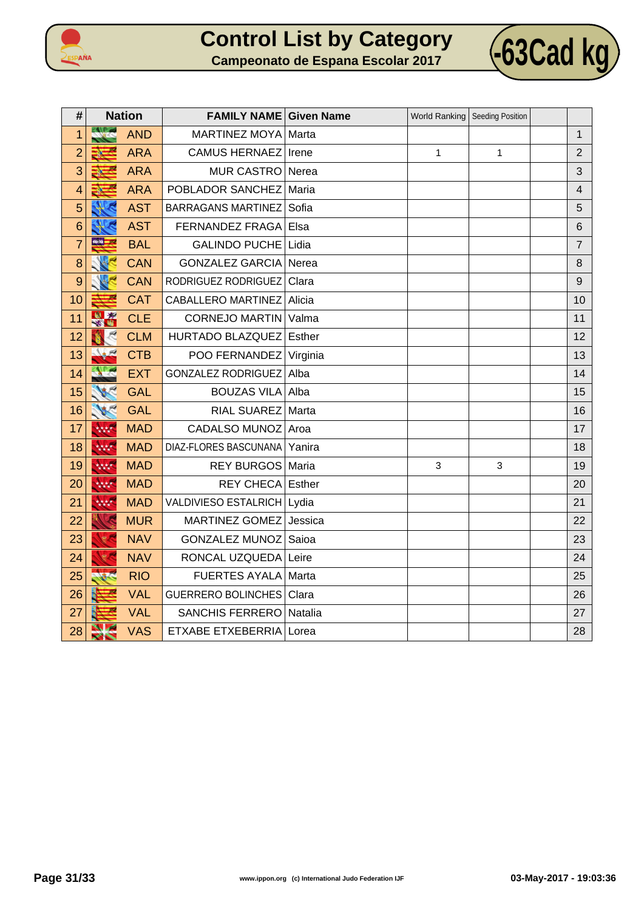# Control List by Category

## Campeonato de Espana Escolar 2017

**-63Cad kg**

| # | Nation | FAMILY NAME | Given Name | World Ranking | Seeding Position | | |
|---|---|---|---|---|---|---|---|
| 1 | AND | MARTINEZ MOYA | Marta | | | | 1 |
| 2 | ARA | CAMUS HERNAEZ | Irene | 1 | 1 | | 2 |
| 3 | ARA | MUR CASTRO | Nerea | | | | 3 |
| 4 | ARA | POBLADOR SANCHEZ | Maria | | | | 4 |
| 5 | AST | BARRAGANS MARTINEZ | Sofia | | | | 5 |
| 6 | AST | FERNANDEZ FRAGA | Elsa | | | | 6 |
| 7 | BAL | GALINDO PUCHE | Lidia | | | | 7 |
| 8 | CAN | GONZALEZ GARCIA | Nerea | | | | 8 |
| 9 | CAN | RODRIGUEZ RODRIGUEZ | Clara | | | | 9 |
| 10 | CAT | CABALLERO MARTINEZ | Alicia | | | | 10 |
| 11 | CLE | CORNEJO MARTIN | Valma | | | | 11 |
| 12 | CLM | HURTADO BLAZQUEZ | Esther | | | | 12 |
| 13 | CTB | POO FERNANDEZ | Virginia | | | | 13 |
| 14 | EXT | GONZALEZ RODRIGUEZ | Alba | | | | 14 |
| 15 | GAL | BOUZAS VILA | Alba | | | | 15 |
| 16 | GAL | RIAL SUAREZ | Marta | | | | 16 |
| 17 | MAD | CADALSO MUNOZ | Aroa | | | | 17 |
| 18 | MAD | DIAZ-FLORES BASCUNANA | Yanira | | | | 18 |
| 19 | MAD | REY BURGOS | Maria | 3 | 3 | | 19 |
| 20 | MAD | REY CHECA | Esther | | | | 20 |
| 21 | MAD | VALDIVIESO ESTALRICH | Lydia | | | | 21 |
| 22 | MUR | MARTINEZ GOMEZ | Jessica | | | | 22 |
| 23 | NAV | GONZALEZ MUNOZ | Saioa | | | | 23 |
| 24 | NAV | RONCAL UZQUEDA | Leire | | | | 24 |
| 25 | RIO | FUERTES AYALA | Marta | | | | 25 |
| 26 | VAL | GUERRERO BOLINCHES | Clara | | | | 26 |
| 27 | VAL | SANCHIS FERRERO | Natalia | | | | 27 |
| 28 | VAS | ETXABE ETXEBERRIA | Lorea | | | | 28 |

www.ippon.org (c) International Judo Federation IJF

03-May-2017 - 19:03:36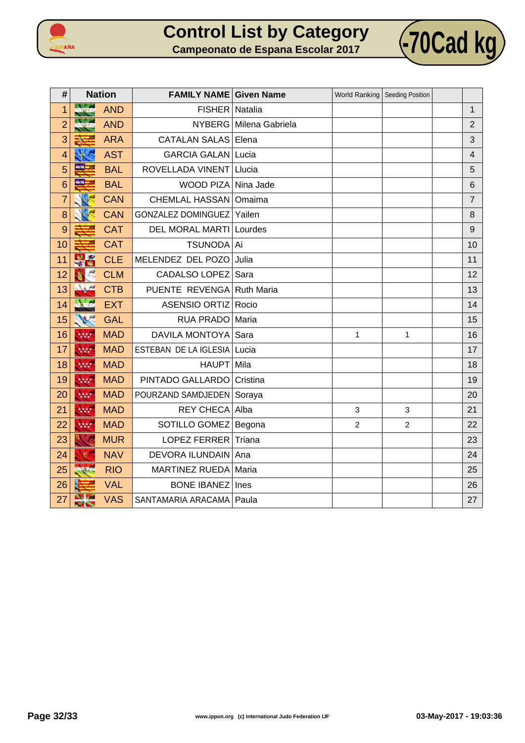# Control List by Category

## Campeonato de Espana Escolar 2017

**-70Cad kg**

| # | Nation | FAMILY NAME | Given Name | World Ranking | Seeding Position | | |
|---|---|---|---|---|---|---|---|
| 1 | AND | FISHER | Natalia | | | | 1 |
| 2 | AND | NYBERG | Milena Gabriela | | | | 2 |
| 3 | ARA | CATALAN SALAS | Elena | | | | 3 |
| 4 | AST | GARCIA GALAN | Lucia | | | | 4 |
| 5 | BAL | ROVELLADA VINENT | Llucia | | | | 5 |
| 6 | BAL | WOOD PIZA | Nina Jade | | | | 6 |
| 7 | CAN | CHEMLAL HASSAN | Omaima | | | | 7 |
| 8 | CAN | GONZALEZ DOMINGUEZ | Yailen | | | | 8 |
| 9 | CAT | DEL MORAL MARTI | Lourdes | | | | 9 |
| 10 | CAT | TSUNODA | Ai | | | | 10 |
| 11 | CLE | MELENDEZ DEL POZO | Julia | | | | 11 |
| 12 | CLM | CADALSO LOPEZ | Sara | | | | 12 |
| 13 | CTB | PUENTE REVENGA | Ruth Maria | | | | 13 |
| 14 | EXT | ASENSIO ORTIZ | Rocio | | | | 14 |
| 15 | GAL | RUA PRADO | Maria | | | | 15 |
| 16 | MAD | DAVILA MONTOYA | Sara | 1 | 1 | | 16 |
| 17 | MAD | ESTEBAN DE LA IGLESIA | Lucia | | | | 17 |
| 18 | MAD | HAUPT | Mila | | | | 18 |
| 19 | MAD | PINTADO GALLARDO | Cristina | | | | 19 |
| 20 | MAD | POURZAND SAMDJEDEN | Soraya | | | | 20 |
| 21 | MAD | REY CHECA | Alba | 3 | 3 | | 21 |
| 22 | MAD | SOTILLO GOMEZ | Begona | 2 | 2 | | 22 |
| 23 | MUR | LOPEZ FERRER | Triana | | | | 23 |
| 24 | NAV | DEVORA ILUNDAIN | Ana | | | | 24 |
| 25 | RIO | MARTINEZ RUEDA | Maria | | | | 25 |
| 26 | VAL | BONE IBANEZ | Ines | | | | 26 |
| 27 | VAS | SANTAMARIA ARACAMA | Paula | | | | 27 |

www.ippon.org (c) International Judo Federation IJF

03-May-2017 - 19:03:36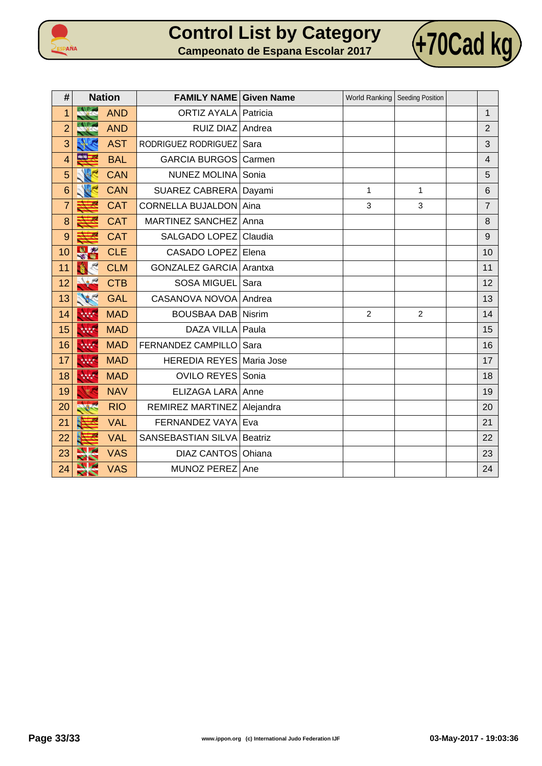# Control List by Category

## Campeonato de Espana Escolar 2017

# +70Cad kg

| # | Nation | FAMILY NAME | Given Name | World Ranking | Seeding Position | | |
|---|---|---|---|---|---|---|---|
| 1 | AND | ORTIZ AYALA | Patricia | | | | 1 |
| 2 | AND | RUIZ DIAZ | Andrea | | | | 2 |
| 3 | AST | RODRIGUEZ RODRIGUEZ | Sara | | | | 3 |
| 4 | BAL | GARCIA BURGOS | Carmen | | | | 4 |
| 5 | CAN | NUNEZ MOLINA | Sonia | | | | 5 |
| 6 | CAN | SUAREZ CABRERA | Dayami | 1 | 1 | | 6 |
| 7 | CAT | CORNELLA BUJALDON | Aina | 3 | 3 | | 7 |
| 8 | CAT | MARTINEZ SANCHEZ | Anna | | | | 8 |
| 9 | CAT | SALGADO LOPEZ | Claudia | | | | 9 |
| 10 | CLE | CASADO LOPEZ | Elena | | | | 10 |
| 11 | CLM | GONZALEZ GARCIA | Arantxa | | | | 11 |
| 12 | CTB | SOSA MIGUEL | Sara | | | | 12 |
| 13 | GAL | CASANOVA NOVOA | Andrea | | | | 13 |
| 14 | MAD | BOUSBAA DAB | Nisrim | 2 | 2 | | 14 |
| 15 | MAD | DAZA VILLA | Paula | | | | 15 |
| 16 | MAD | FERNANDEZ CAMPILLO | Sara | | | | 16 |
| 17 | MAD | HEREDIA REYES | Maria Jose | | | | 17 |
| 18 | MAD | OVILO REYES | Sonia | | | | 18 |
| 19 | NAV | ELIZAGA LARA | Anne | | | | 19 |
| 20 | RIO | REMIREZ MARTINEZ | Alejandra | | | | 20 |
| 21 | VAL | FERNANDEZ VAYA | Eva | | | | 21 |
| 22 | VAL | SANSEBASTIAN SILVA | Beatriz | | | | 22 |
| 23 | VAS | DIAZ CANTOS | Ohiana | | | | 23 |
| 24 | VAS | MUNOZ PEREZ | Ane | | | | 24 |

www.ippon.org (c) International Judo Federation IJF

03-May-2017 - 19:03:36